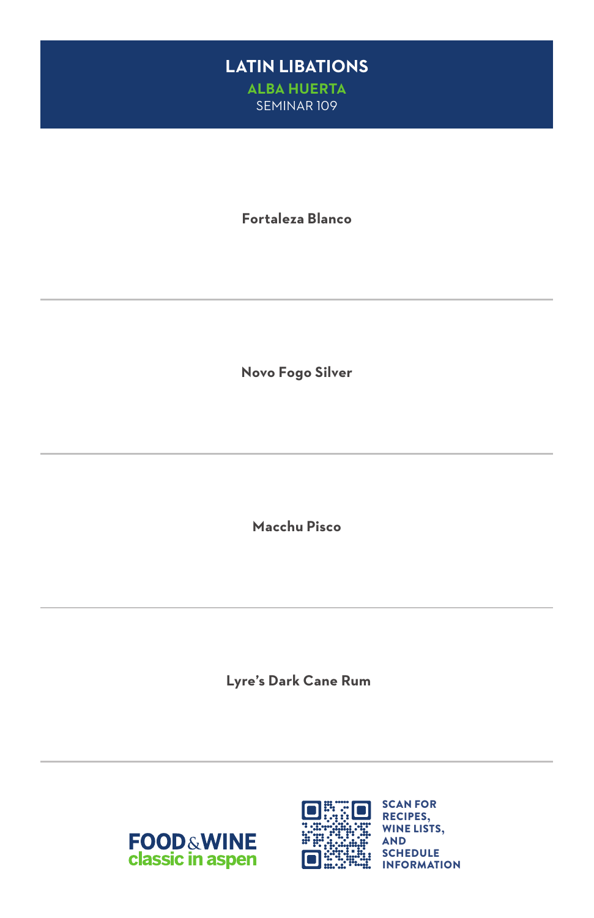# LATIN LIBATIONS

## ALBA HUERTA

SEMINAR 109

**Fortaleza Blanco**

---

**Novo Fogo Silver**

---

**Macchu Pisco**

---

**Lyre's Dark Cane Rum**

---

FOOD & WINE classic in aspen

SCAN FOR RECIPES, WINE LISTS, AND SCHEDULE INFORMATION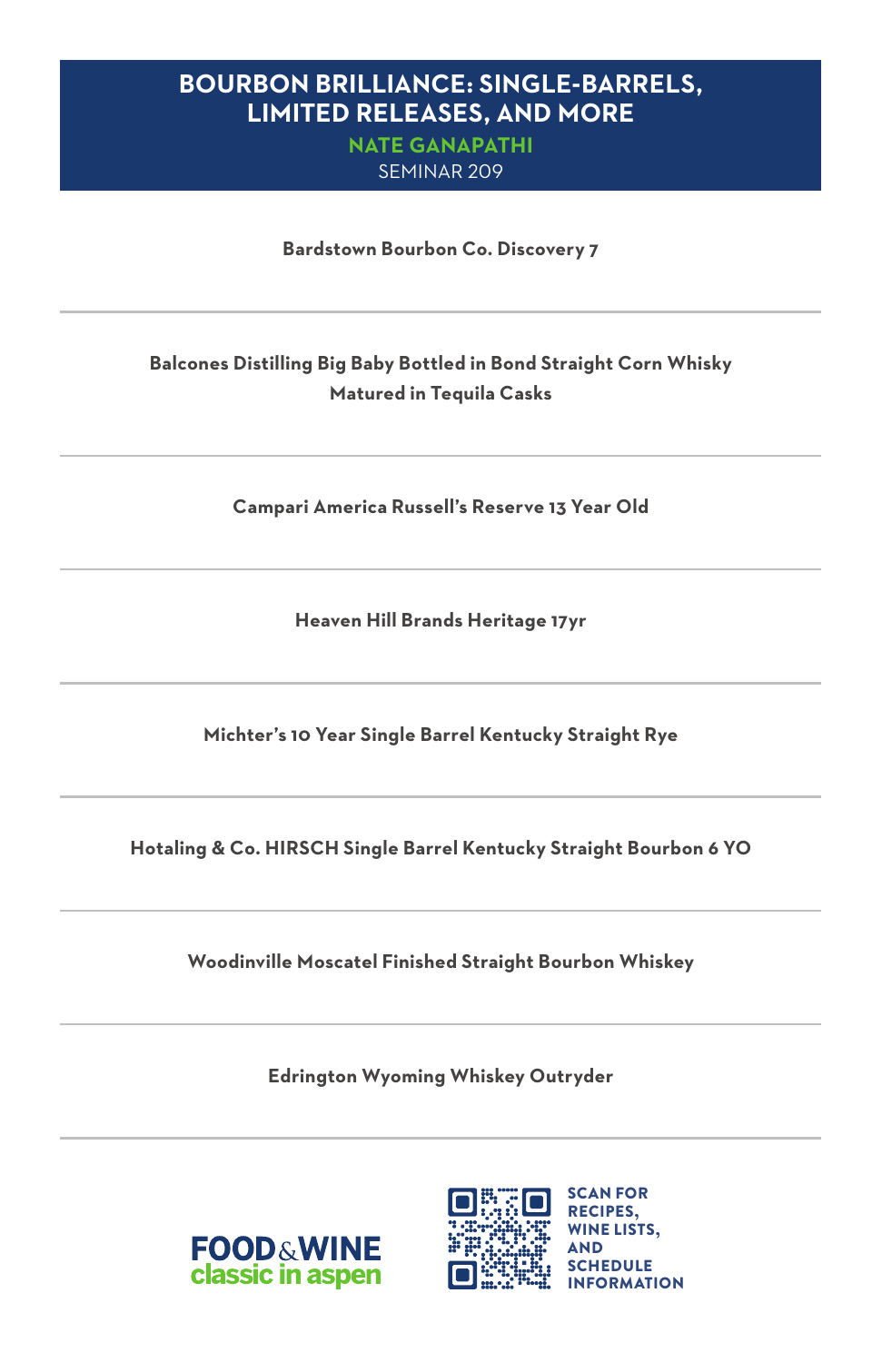# BOURBON BRILLIANCE: SINGLE-BARRELS, LIMITED RELEASES, AND MORE

## NATE GANAPATHI

SEMINAR 209

---

**Bardstown Bourbon Co. Discovery 7**

---

**Balcones Distilling Big Baby Bottled in Bond Straight Corn Whisky Matured in Tequila Casks**

---

**Campari America Russell's Reserve 13 Year Old**

---

**Heaven Hill Brands Heritage 17yr**

---

**Michter's 10 Year Single Barrel Kentucky Straight Rye**

---

**Hotaling & Co. HIRSCH Single Barrel Kentucky Straight Bourbon 6 YO**

---

**Woodinville Moscatel Finished Straight Bourbon Whiskey**

---

**Edrington Wyoming Whiskey Outryder**

---

FOOD & WINE classic in aspen

SCAN FOR RECIPES, WINE LISTS, AND SCHEDULE INFORMATION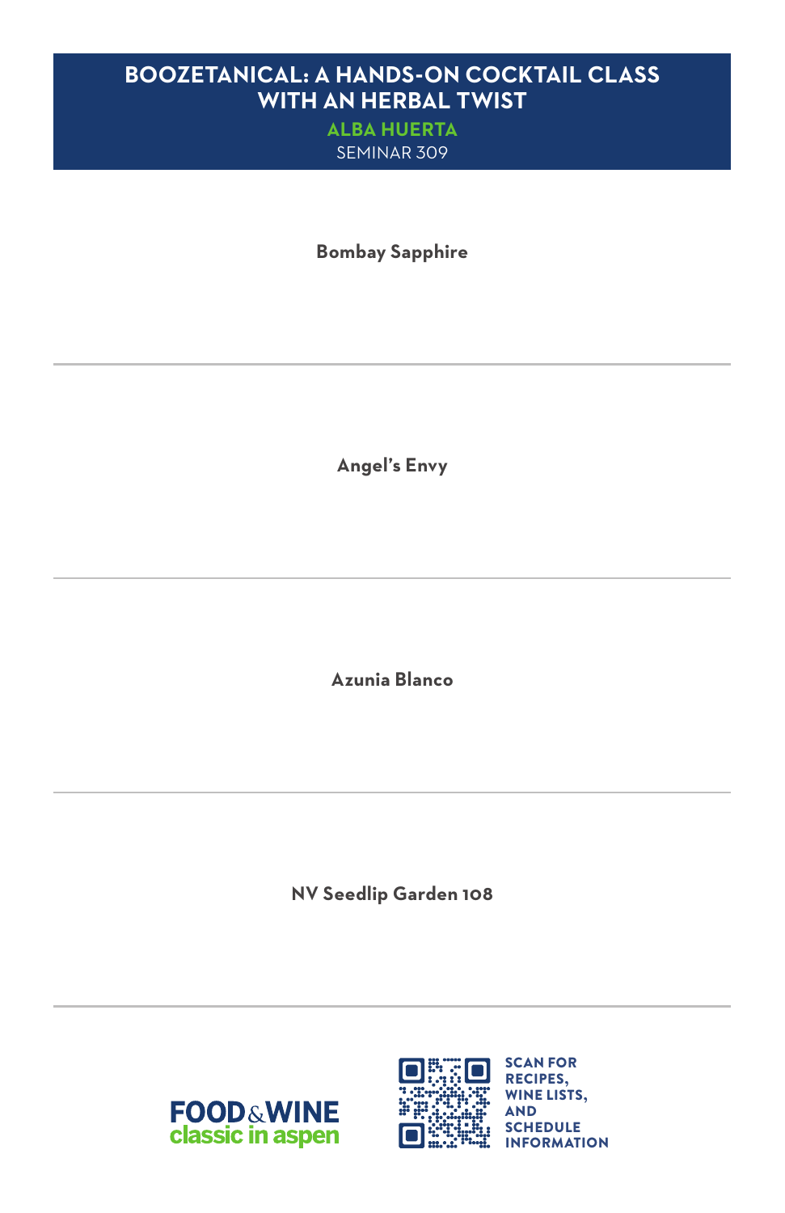# BOOZETANICAL: A HANDS-ON COCKTAIL CLASS WITH AN HERBAL TWIST

**ALBA HUERTA**

SEMINAR 309

**Bombay Sapphire**

---

**Angel's Envy**

---

**Azunia Blanco**

---

**NV Seedlip Garden 108**

---

FOOD & WINE classic in aspen

SCAN FOR RECIPES, WINE LISTS, AND SCHEDULE INFORMATION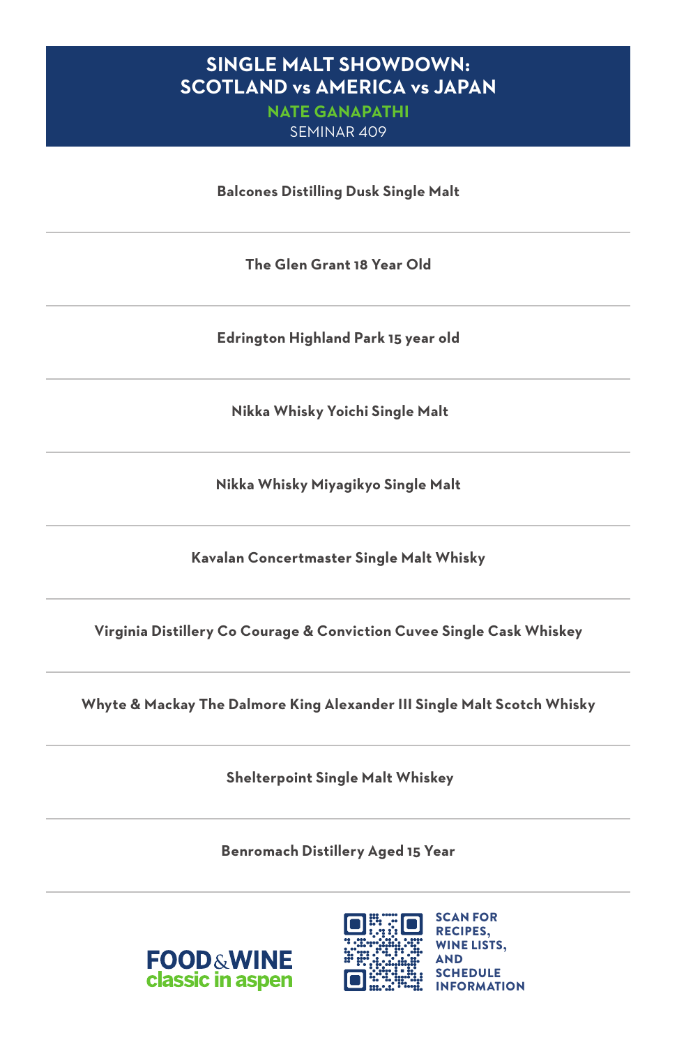# SINGLE MALT SHOWDOWN: SCOTLAND vs AMERICA vs JAPAN

**NATE GANAPATHI**

SEMINAR 409

**Balcones Distilling Dusk Single Malt**

---

**The Glen Grant 18 Year Old**

---

**Edrington Highland Park 15 year old**

---

**Nikka Whisky Yoichi Single Malt**

---

**Nikka Whisky Miyagikyo Single Malt**

---

**Kavalan Concertmaster Single Malt Whisky**

---

**Virginia Distillery Co Courage & Conviction Cuvee Single Cask Whiskey**

---

**Whyte & Mackay The Dalmore King Alexander III Single Malt Scotch Whisky**

---

**Shelterpoint Single Malt Whiskey**

---

**Benromach Distillery Aged 15 Year**

---

FOOD & WINE classic in aspen

SCAN FOR RECIPES, WINE LISTS, AND SCHEDULE INFORMATION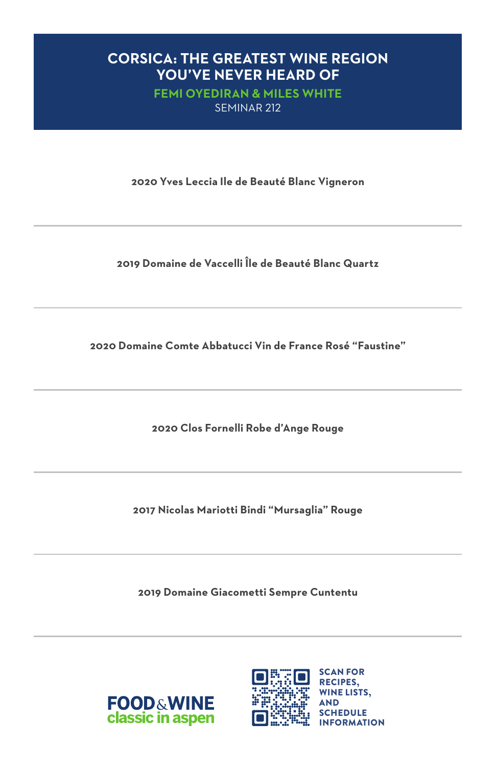# CORSICA: THE GREATEST WINE REGION YOU'VE NEVER HEARD OF

**FEMI OYEDIRAN & MILES WHITE**

SEMINAR 212

**2020 Yves Leccia Ile de Beauté Blanc Vigneron**

---

**2019 Domaine de Vaccelli Île de Beauté Blanc Quartz**

---

**2020 Domaine Comte Abbatucci Vin de France Rosé "Faustine"**

---

**2020 Clos Fornelli Robe d'Ange Rouge**

---

**2017 Nicolas Mariotti Bindi "Mursaglia" Rouge**

---

**2019 Domaine Giacometti Sempre Cuntentu**

---

FOOD & WINE classic in aspen

SCAN FOR RECIPES, WINE LISTS, AND SCHEDULE INFORMATION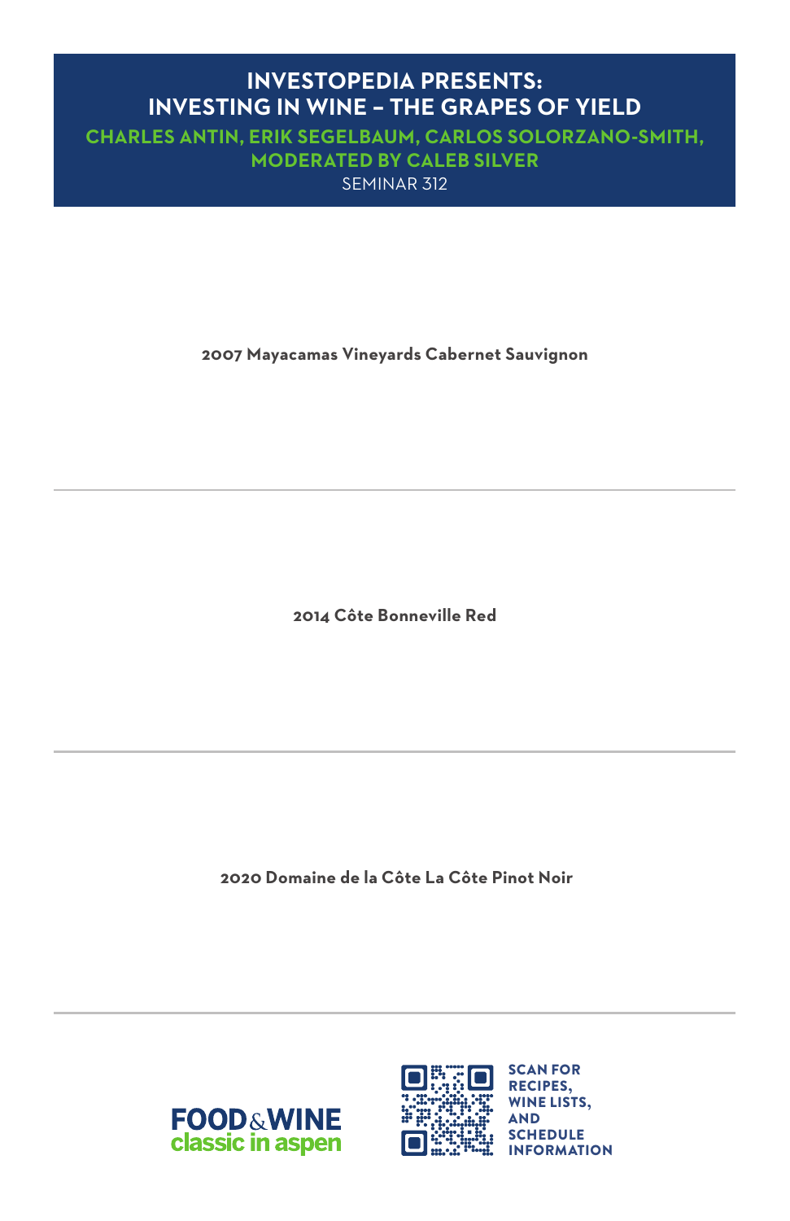# INVESTOPEDIA PRESENTS: INVESTING IN WINE – THE GRAPES OF YIELD

## CHARLES ANTIN, ERIK SEGELBAUM, CARLOS SOLORZANO-SMITH, MODERATED BY CALEB SILVER

SEMINAR 312

**2007 Mayacamas Vineyards Cabernet Sauvignon**

---

**2014 Côte Bonneville Red**

---

**2020 Domaine de la Côte La Côte Pinot Noir**

---

FOOD & WINE classic in aspen

SCAN FOR RECIPES, WINE LISTS, AND SCHEDULE INFORMATION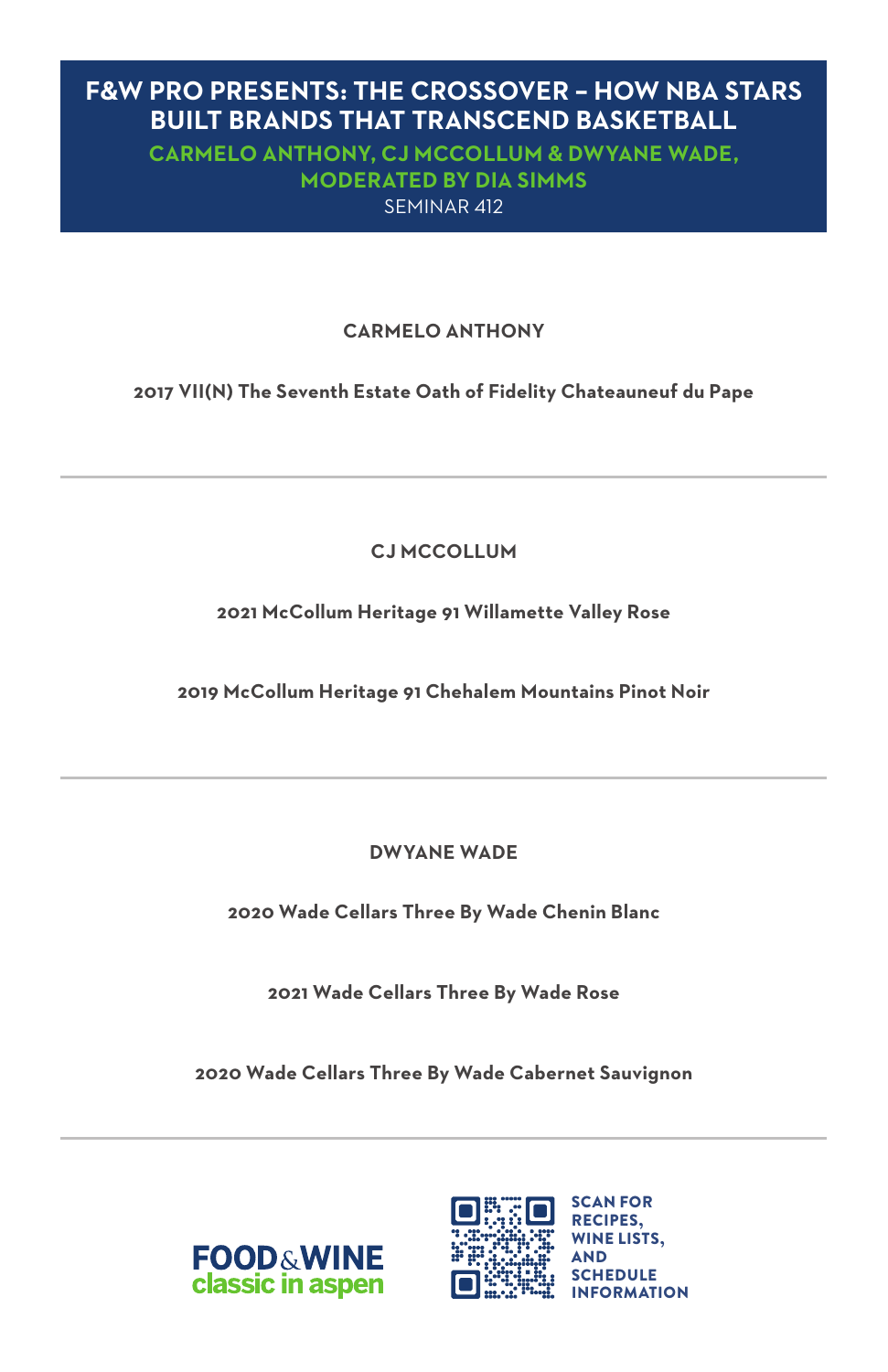# F&W PRO PRESENTS: THE CROSSOVER – HOW NBA STARS BUILT BRANDS THAT TRANSCEND BASKETBALL

## CARMELO ANTHONY, CJ MCCOLLUM & DWYANE WADE, MODERATED BY DIA SIMMS

SEMINAR 412

### CARMELO ANTHONY

**2017 VII(N) The Seventh Estate Oath of Fidelity Chateauneuf du Pape**

---

### CJ MCCOLLUM

**2021 McCollum Heritage 91 Willamette Valley Rose**

**2019 McCollum Heritage 91 Chehalem Mountains Pinot Noir**

---

### DWYANE WADE

**2020 Wade Cellars Three By Wade Chenin Blanc**

**2021 Wade Cellars Three By Wade Rose**

**2020 Wade Cellars Three By Wade Cabernet Sauvignon**

---

FOOD & WINE classic in aspen

SCAN FOR RECIPES, WINE LISTS, AND SCHEDULE INFORMATION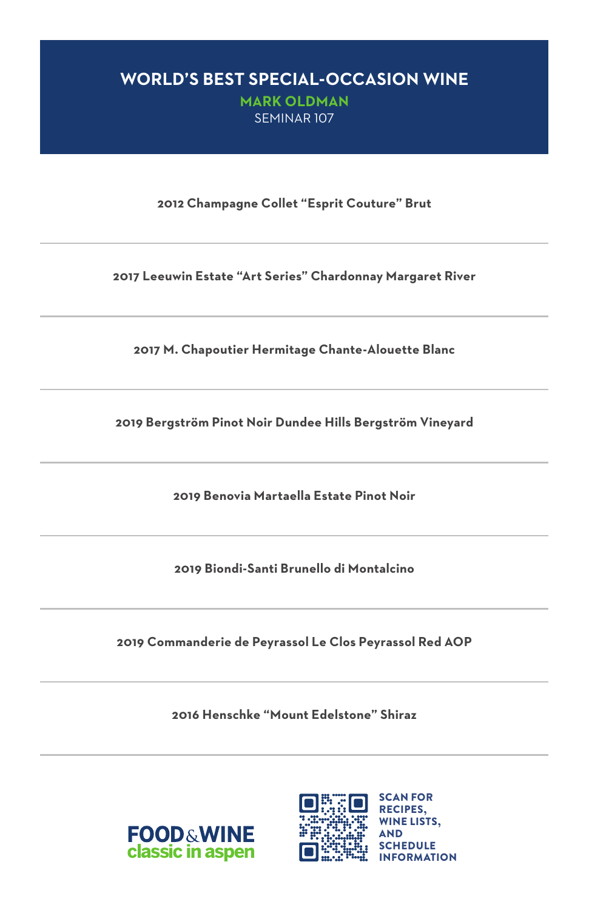# WORLD'S BEST SPECIAL-OCCASION WINE

**MARK OLDMAN**

SEMINAR 107

**2012 Champagne Collet "Esprit Couture" Brut**

**2017 Leeuwin Estate "Art Series" Chardonnay Margaret River**

**2017 M. Chapoutier Hermitage Chante-Alouette Blanc**

**2019 Bergström Pinot Noir Dundee Hills Bergström Vineyard**

**2019 Benovia Martaella Estate Pinot Noir**

**2019 Biondi-Santi Brunello di Montalcino**

**2019 Commanderie de Peyrassol Le Clos Peyrassol Red AOP**

**2016 Henschke "Mount Edelstone" Shiraz**

FOOD & WINE classic in aspen

SCAN FOR RECIPES, WINE LISTS, AND SCHEDULE INFORMATION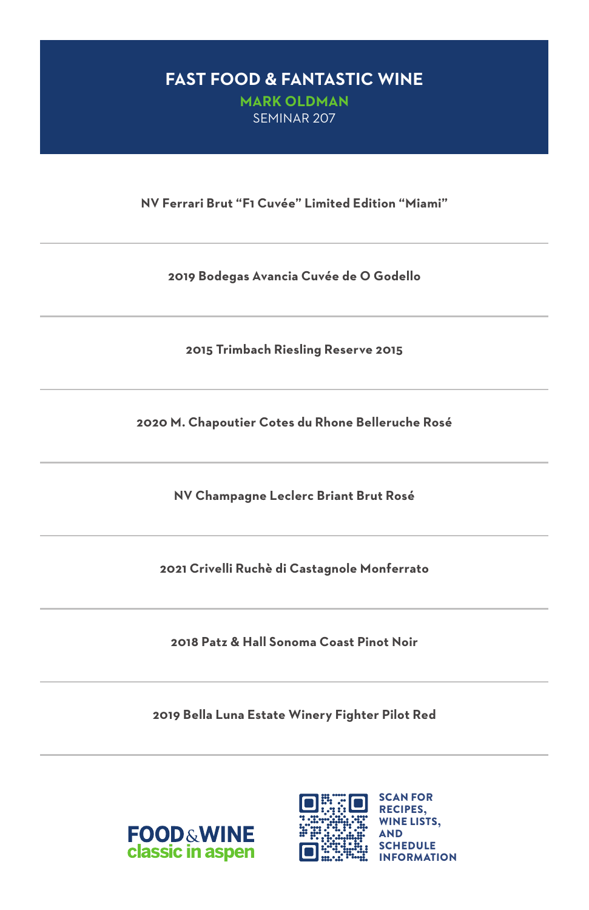# FAST FOOD & FANTASTIC WINE

## MARK OLDMAN

SEMINAR 207

**NV Ferrari Brut "F1 Cuvée" Limited Edition "Miami"**

---

**2019 Bodegas Avancia Cuvée de O Godello**

---

**2015 Trimbach Riesling Reserve 2015**

---

**2020 M. Chapoutier Cotes du Rhone Belleruche Rosé**

---

**NV Champagne Leclerc Briant Brut Rosé**

---

**2021 Crivelli Ruchè di Castagnole Monferrato**

---

**2018 Patz & Hall Sonoma Coast Pinot Noir**

---

**2019 Bella Luna Estate Winery Fighter Pilot Red**

---

FOOD & WINE classic in aspen

SCAN FOR RECIPES, WINE LISTS, AND SCHEDULE INFORMATION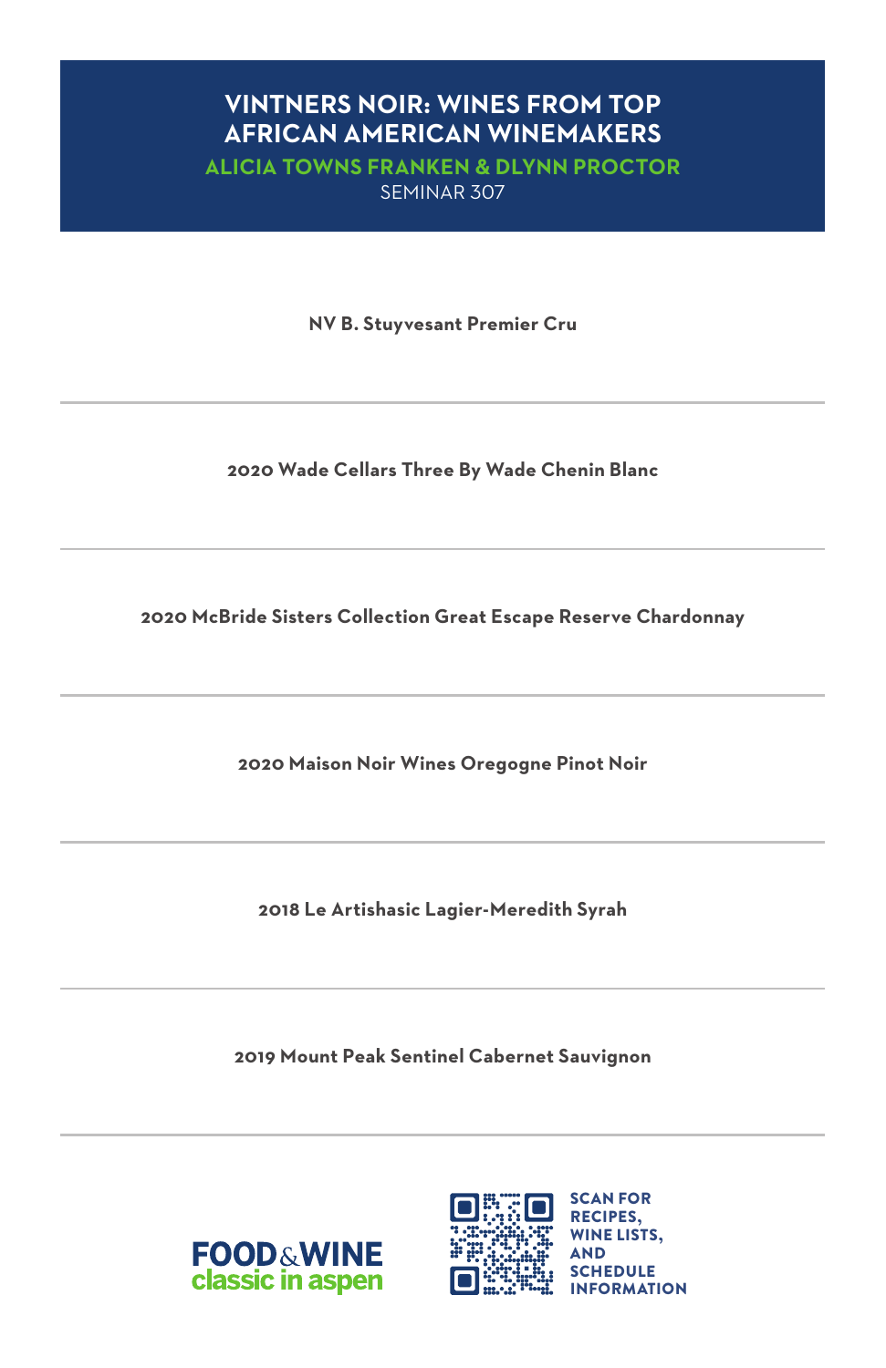# VINTNERS NOIR: WINES FROM TOP AFRICAN AMERICAN WINEMAKERS

**ALICIA TOWNS FRANKEN & DLYNN PROCTOR**

SEMINAR 307

---

**NV B. Stuyvesant Premier Cru**

---

**2020 Wade Cellars Three By Wade Chenin Blanc**

---

**2020 McBride Sisters Collection Great Escape Reserve Chardonnay**

---

**2020 Maison Noir Wines Oregogne Pinot Noir**

---

**2018 Le Artishasic Lagier-Meredith Syrah**

---

**2019 Mount Peak Sentinel Cabernet Sauvignon**

---

FOOD & WINE classic in aspen

SCAN FOR RECIPES, WINE LISTS, AND SCHEDULE INFORMATION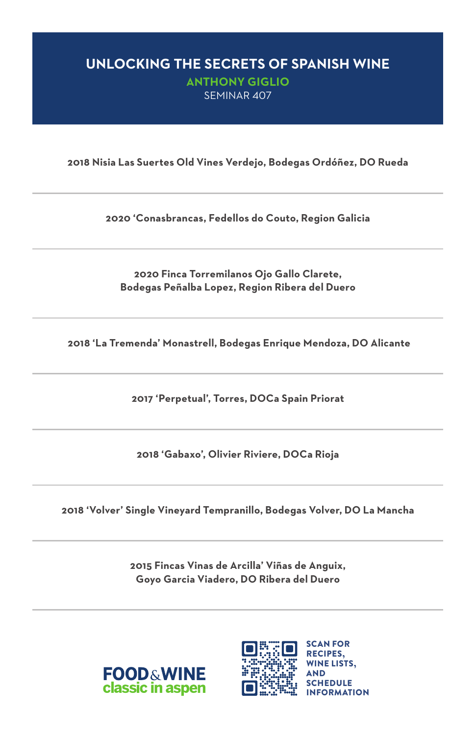# UNLOCKING THE SECRETS OF SPANISH WINE

## ANTHONY GIGLIO

SEMINAR 407

**2018 Nisia Las Suertes Old Vines Verdejo, Bodegas Ordóñez, DO Rueda**

---

**2020 'Conasbrancas, Fedellos do Couto, Region Galicia**

---

**2020 Finca Torremilanos Ojo Gallo Clarete, Bodegas Peñalba Lopez, Region Ribera del Duero**

---

**2018 'La Tremenda' Monastrell, Bodegas Enrique Mendoza, DO Alicante**

---

**2017 'Perpetual', Torres, DOCa Spain Priorat**

---

**2018 'Gabaxo', Olivier Riviere, DOCa Rioja**

---

**2018 'Volver' Single Vineyard Tempranillo, Bodegas Volver, DO La Mancha**

---

**2015 Fincas Vinas de Arcilla' Viñas de Anguix, Goyo Garcia Viadero, DO Ribera del Duero**

---

FOOD & WINE classic in aspen

SCAN FOR RECIPES, WINE LISTS, AND SCHEDULE INFORMATION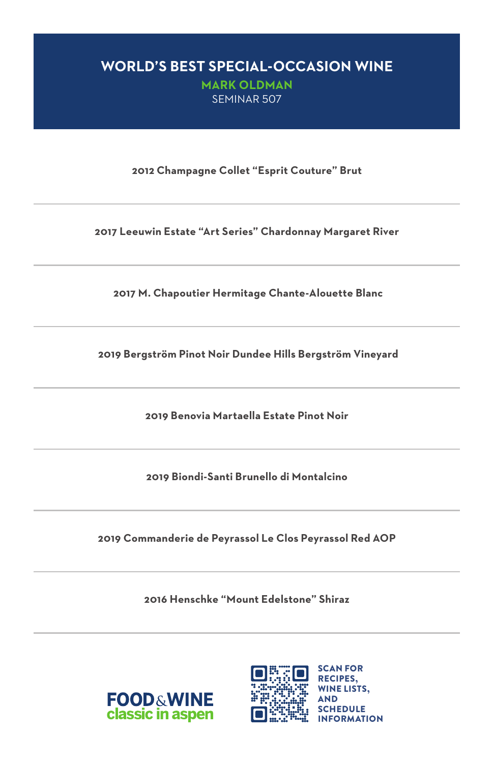# WORLD'S BEST SPECIAL-OCCASION WINE

**MARK OLDMAN**

SEMINAR 507

---

**2012 Champagne Collet "Esprit Couture" Brut**

---

**2017 Leeuwin Estate "Art Series" Chardonnay Margaret River**

---

**2017 M. Chapoutier Hermitage Chante-Alouette Blanc**

---

**2019 Bergström Pinot Noir Dundee Hills Bergström Vineyard**

---

**2019 Benovia Martaella Estate Pinot Noir**

---

**2019 Biondi-Santi Brunello di Montalcino**

---

**2019 Commanderie de Peyrassol Le Clos Peyrassol Red AOP**

---

**2016 Henschke "Mount Edelstone" Shiraz**

---

FOOD & WINE classic in aspen

SCAN FOR RECIPES, WINE LISTS, AND SCHEDULE INFORMATION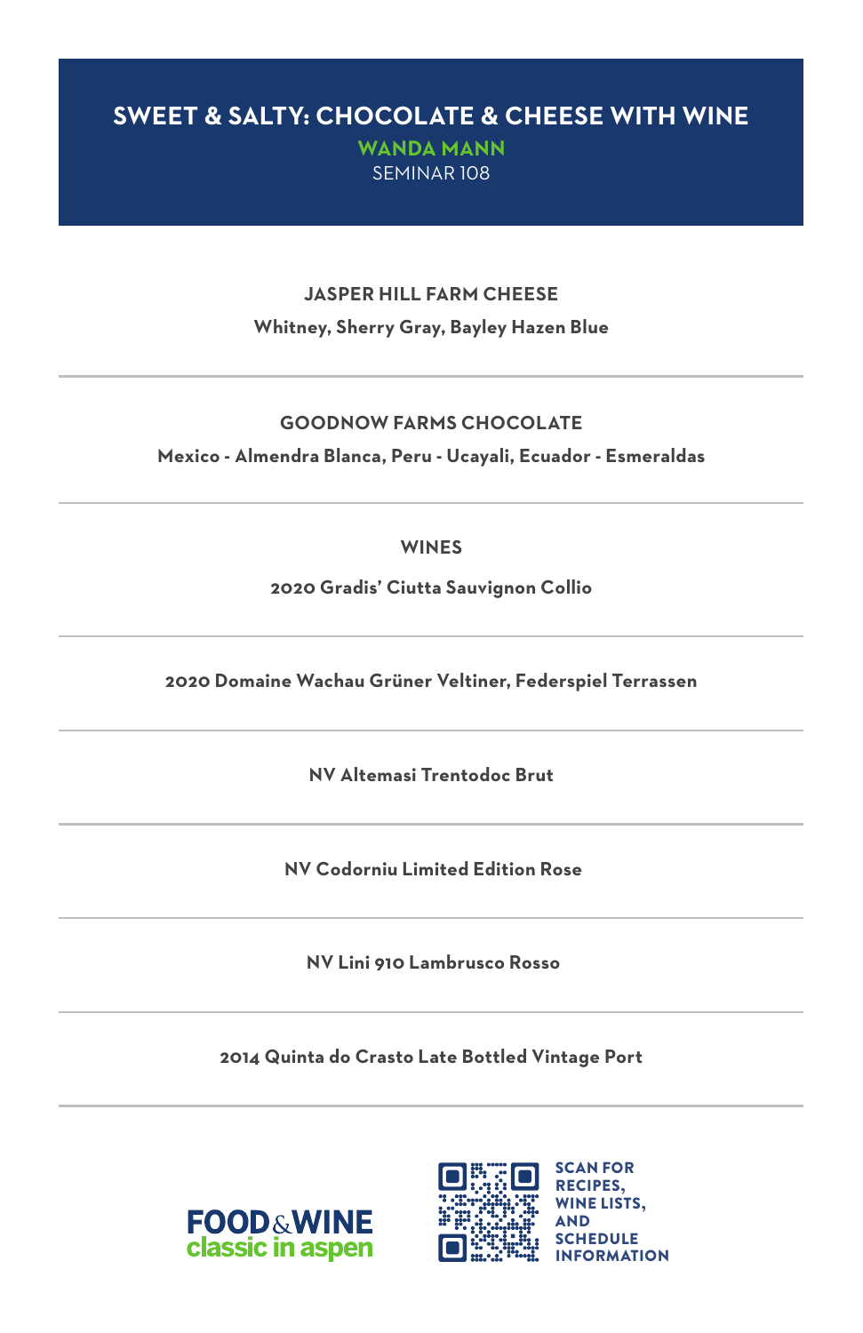# SWEET & SALTY: CHOCOLATE & CHEESE WITH WINE

**WANDA MANN**

SEMINAR 108

---

**JASPER HILL FARM CHEESE**

**Whitney, Sherry Gray, Bayley Hazen Blue**

---

**GOODNOW FARMS CHOCOLATE**

**Mexico - Almendra Blanca, Peru - Ucayali, Ecuador - Esmeraldas**

---

**WINES**

**2020 Gradis' Ciutta Sauvignon Collio**

---

**2020 Domaine Wachau Grüner Veltiner, Federspiel Terrassen**

---

**NV Altemasi Trentodoc Brut**

---

**NV Codorniu Limited Edition Rose**

---

**NV Lini 910 Lambrusco Rosso**

---

**2014 Quinta do Crasto Late Bottled Vintage Port**

---

FOOD & WINE classic in aspen

SCAN FOR RECIPES, WINE LISTS, AND SCHEDULE INFORMATION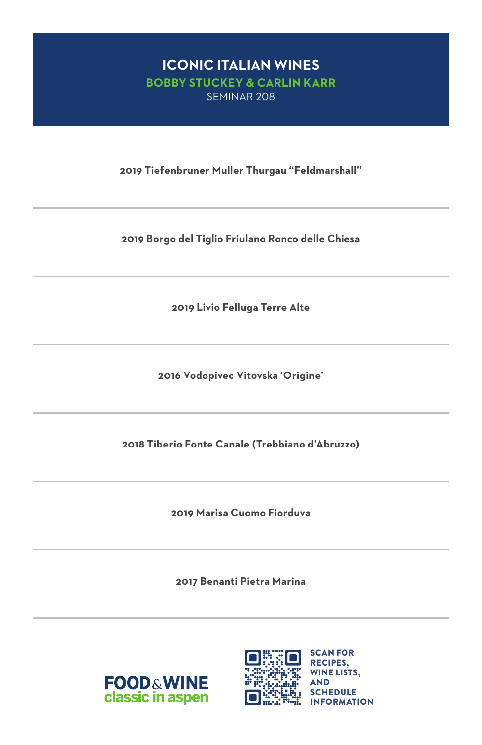# ICONIC ITALIAN WINES

## BOBBY STUCKEY & CARLIN KARR

SEMINAR 208

**2019 Tiefenbruner Muller Thurgau “Feldmarshall”**

---

**2019 Borgo del Tiglio Friulano Ronco delle Chiesa**

---

**2019 Livio Felluga Terre Alte**

---

**2016 Vodopivec Vitovska ‘Origine’**

---

**2018 Tiberio Fonte Canale (Trebbiano d’Abruzzo)**

---

**2019 Marisa Cuomo Fiorduva**

---

**2017 Benanti Pietra Marina**

---

FOOD & WINE classic in aspen

SCAN FOR RECIPES, WINE LISTS, AND SCHEDULE INFORMATION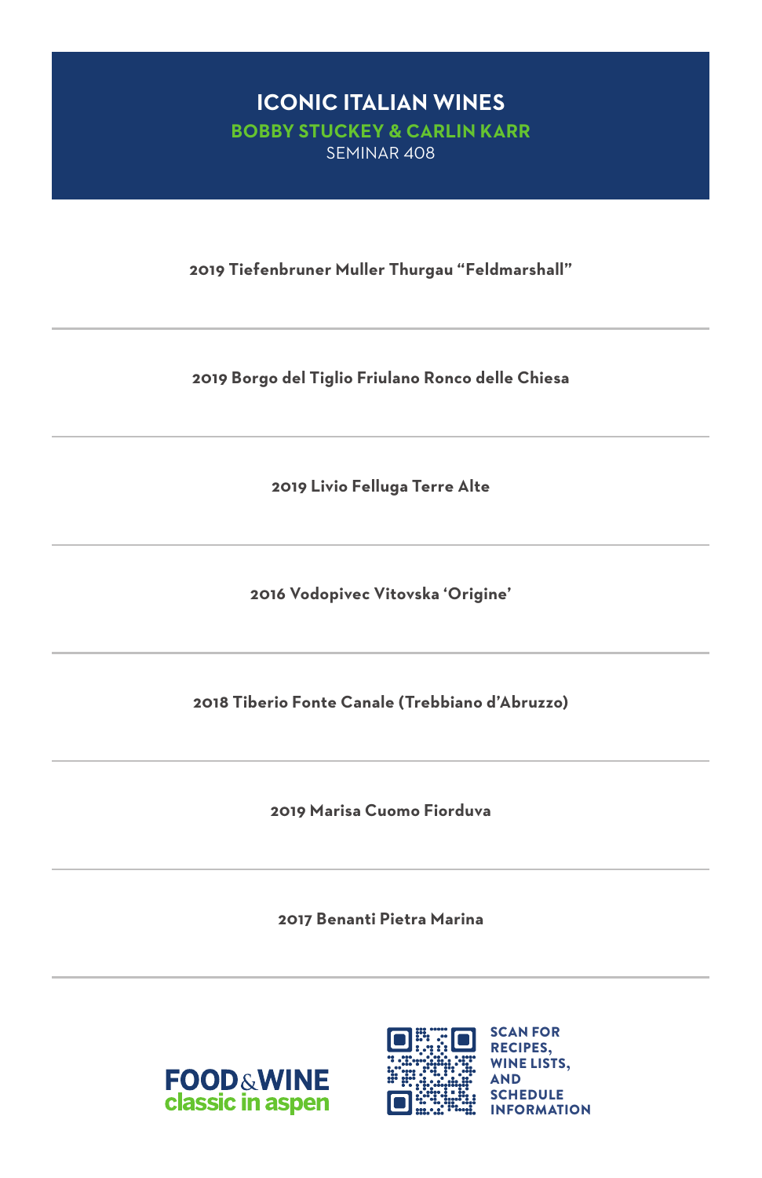# ICONIC ITALIAN WINES

**BOBBY STUCKEY & CARLIN KARR**

SEMINAR 408

**2019 Tiefenbruner Muller Thurgau "Feldmarshall"**

---

**2019 Borgo del Tiglio Friulano Ronco delle Chiesa**

---

**2019 Livio Felluga Terre Alte**

---

**2016 Vodopivec Vitovska 'Origine'**

---

**2018 Tiberio Fonte Canale (Trebbiano d'Abruzzo)**

---

**2019 Marisa Cuomo Fiorduva**

---

**2017 Benanti Pietra Marina**

---

FOOD & WINE classic in aspen

SCAN FOR RECIPES, WINE LISTS, AND SCHEDULE INFORMATION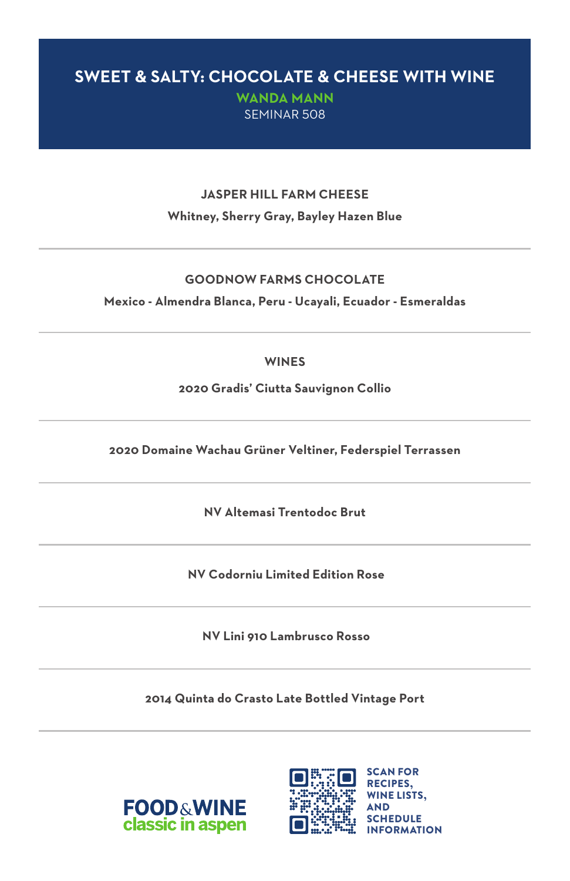# SWEET & SALTY: CHOCOLATE & CHEESE WITH WINE

**WANDA MANN**

SEMINAR 508

### JASPER HILL FARM CHEESE

**Whitney, Sherry Gray, Bayley Hazen Blue**

---

### GOODNOW FARMS CHOCOLATE

**Mexico - Almendra Blanca, Peru - Ucayali, Ecuador - Esmeraldas**

---

### WINES

**2020 Gradis' Ciutta Sauvignon Collio**

---

**2020 Domaine Wachau Grüner Veltiner, Federspiel Terrassen**

---

**NV Altemasi Trentodoc Brut**

---

**NV Codorniu Limited Edition Rose**

---

**NV Lini 910 Lambrusco Rosso**

---

**2014 Quinta do Crasto Late Bottled Vintage Port**

---

FOOD & WINE classic in aspen

SCAN FOR RECIPES, WINE LISTS, AND SCHEDULE INFORMATION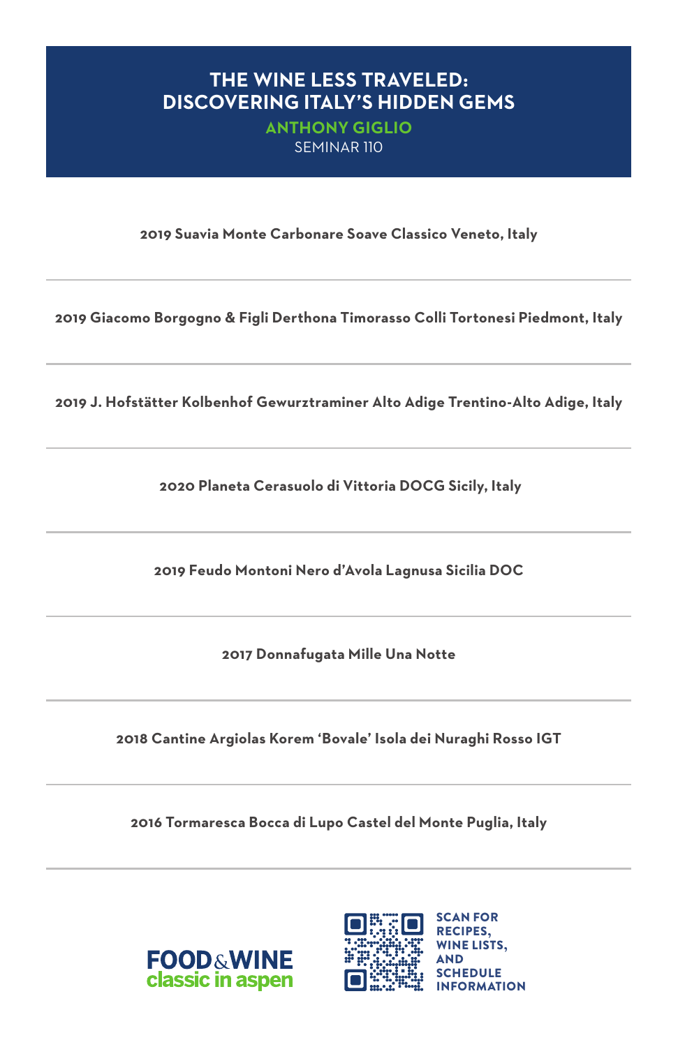# THE WINE LESS TRAVELED: DISCOVERING ITALY'S HIDDEN GEMS

**ANTHONY GIGLIO**

SEMINAR 110

---

**2019 Suavia Monte Carbonare Soave Classico Veneto, Italy**

---

**2019 Giacomo Borgogno & Figli Derthona Timorasso Colli Tortonesi Piedmont, Italy**

---

**2019 J. Hofstätter Kolbenhof Gewurztraminer Alto Adige Trentino-Alto Adige, Italy**

---

**2020 Planeta Cerasuolo di Vittoria DOCG Sicily, Italy**

---

**2019 Feudo Montoni Nero d'Avola Lagnusa Sicilia DOC**

---

**2017 Donnafugata Mille Una Notte**

---

**2018 Cantine Argiolas Korem 'Bovale' Isola dei Nuraghi Rosso IGT**

---

**2016 Tormaresca Bocca di Lupo Castel del Monte Puglia, Italy**

---

FOOD & WINE classic in aspen

SCAN FOR RECIPES, WINE LISTS, AND SCHEDULE INFORMATION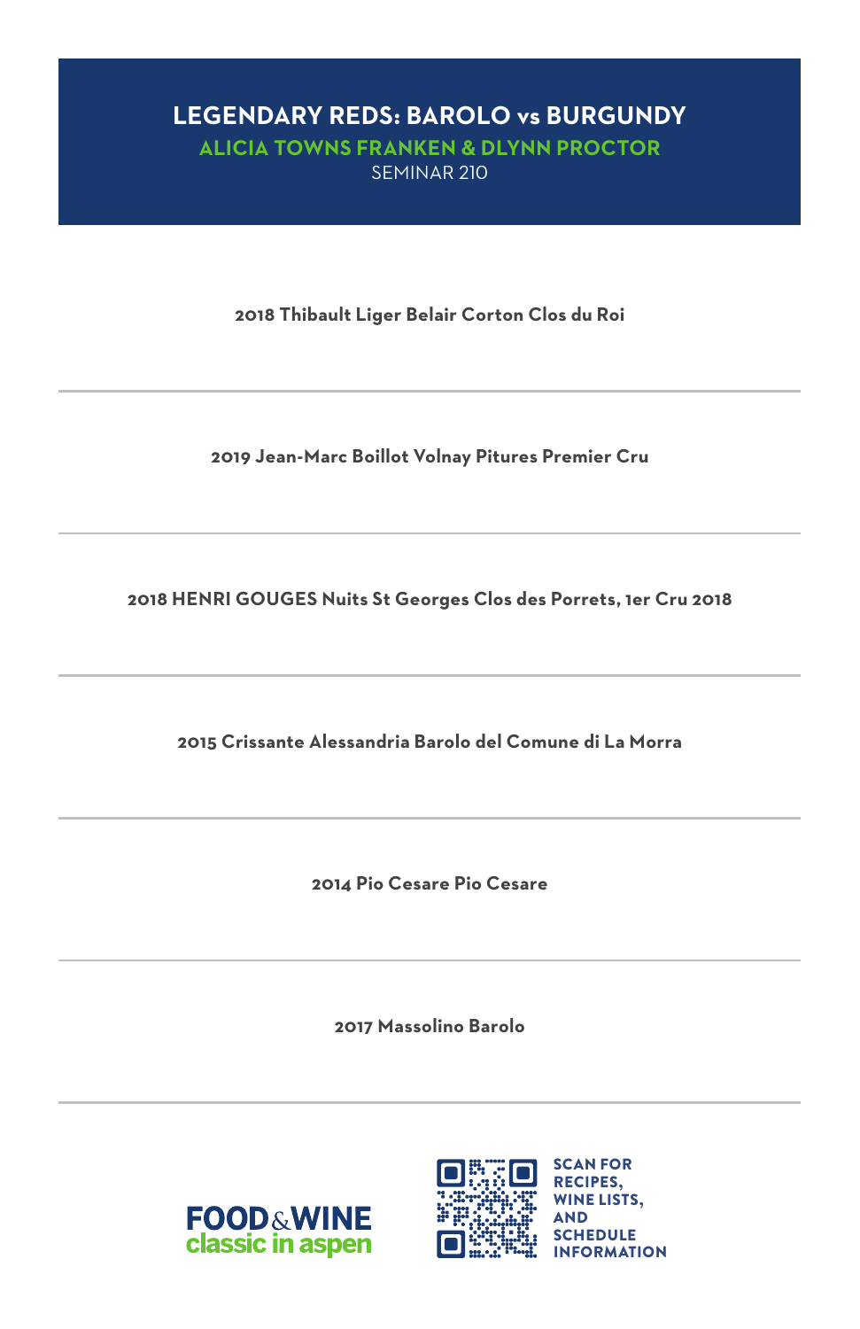# LEGENDARY REDS: BAROLO vs BURGUNDY

**ALICIA TOWNS FRANKEN & DLYNN PROCTOR**

SEMINAR 210

**2018 Thibault Liger Belair Corton Clos du Roi**

---

**2019 Jean-Marc Boillot Volnay Pitures Premier Cru**

---

**2018 HENRI GOUGES Nuits St Georges Clos des Porrets, 1er Cru 2018**

---

**2015 Crissante Alessandria Barolo del Comune di La Morra**

---

**2014 Pio Cesare Pio Cesare**

---

**2017 Massolino Barolo**

---

FOOD & WINE classic in aspen

SCAN FOR RECIPES, WINE LISTS, AND SCHEDULE INFORMATION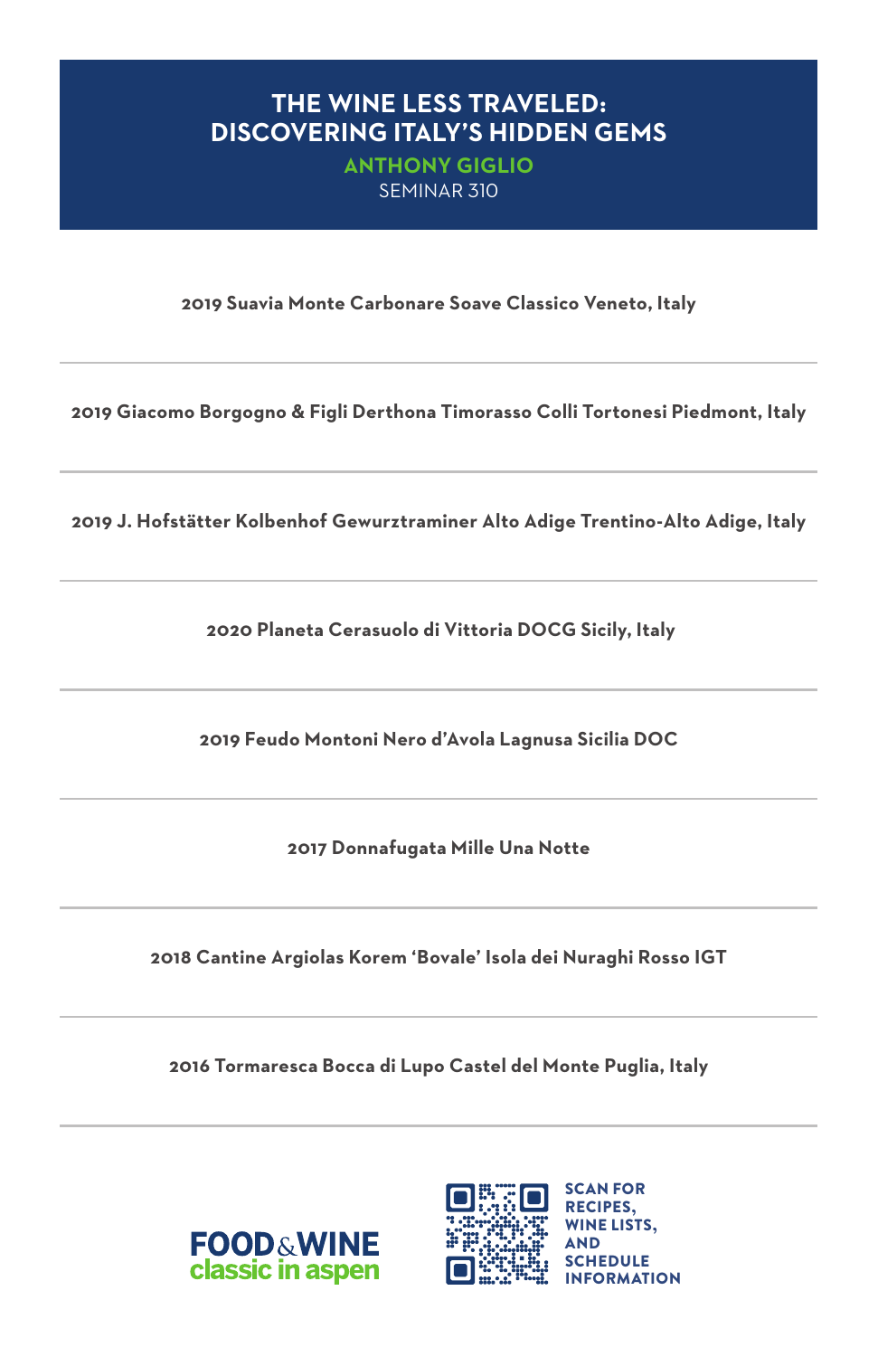# THE WINE LESS TRAVELED: DISCOVERING ITALY'S HIDDEN GEMS

**ANTHONY GIGLIO**

SEMINAR 310

---

**2019 Suavia Monte Carbonare Soave Classico Veneto, Italy**

---

**2019 Giacomo Borgogno & Figli Derthona Timorasso Colli Tortonesi Piedmont, Italy**

---

**2019 J. Hofstätter Kolbenhof Gewurztraminer Alto Adige Trentino-Alto Adige, Italy**

---

**2020 Planeta Cerasuolo di Vittoria DOCG Sicily, Italy**

---

**2019 Feudo Montoni Nero d'Avola Lagnusa Sicilia DOC**

---

**2017 Donnafugata Mille Una Notte**

---

**2018 Cantine Argiolas Korem 'Bovale' Isola dei Nuraghi Rosso IGT**

---

**2016 Tormaresca Bocca di Lupo Castel del Monte Puglia, Italy**

---

FOOD & WINE classic in aspen

SCAN FOR RECIPES, WINE LISTS, AND SCHEDULE INFORMATION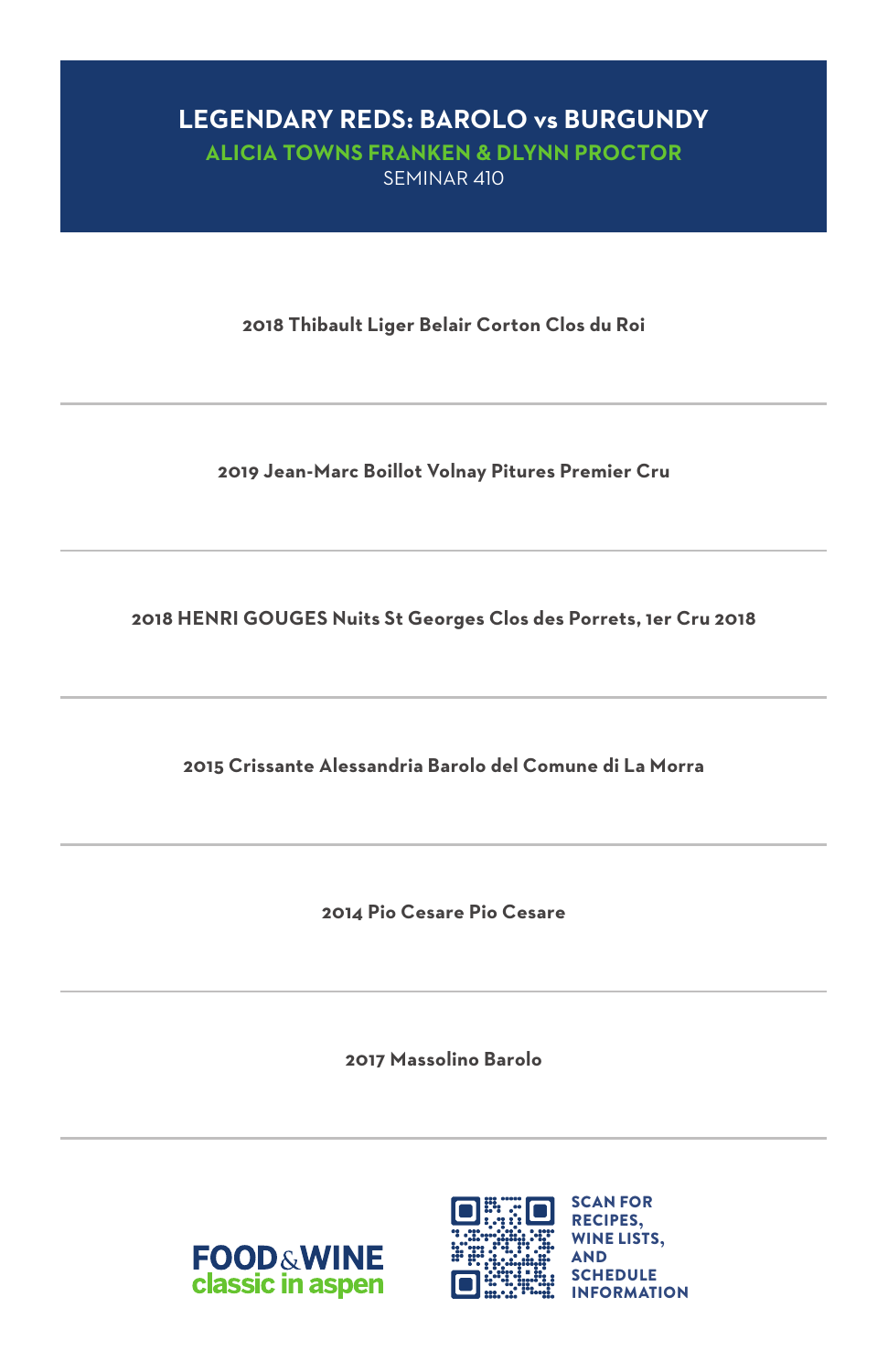# LEGENDARY REDS: BAROLO vs BURGUNDY

## ALICIA TOWNS FRANKEN & DLYNN PROCTOR

SEMINAR 410

---

**2018 Thibault Liger Belair Corton Clos du Roi**

---

**2019 Jean-Marc Boillot Volnay Pitures Premier Cru**

---

**2018 HENRI GOUGES Nuits St Georges Clos des Porrets, 1er Cru 2018**

---

**2015 Crissante Alessandria Barolo del Comune di La Morra**

---

**2014 Pio Cesare Pio Cesare**

---

**2017 Massolino Barolo**

---

FOOD & WINE classic in aspen

SCAN FOR RECIPES, WINE LISTS, AND SCHEDULE INFORMATION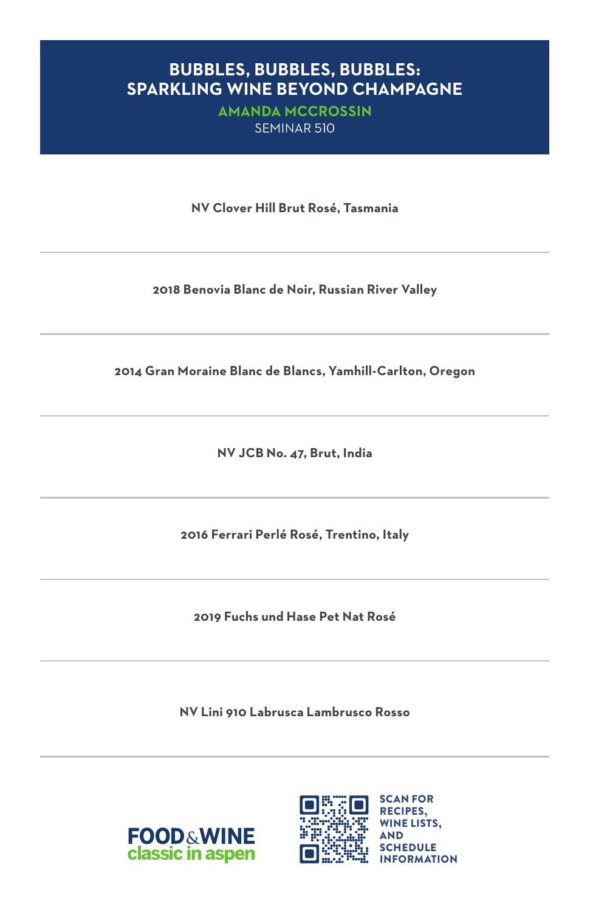# BUBBLES, BUBBLES, BUBBLES: SPARKLING WINE BEYOND CHAMPAGNE

**AMANDA MCCROSSIN**

SEMINAR 510

---

**NV Clover Hill Brut Rosé, Tasmania**

---

**2018 Benovia Blanc de Noir, Russian River Valley**

---

**2014 Gran Moraine Blanc de Blancs, Yamhill-Carlton, Oregon**

---

**NV JCB No. 47, Brut, India**

---

**2016 Ferrari Perlé Rosé, Trentino, Italy**

---

**2019 Fuchs und Hase Pet Nat Rosé**

---

**NV Lini 910 Labrusca Lambrusco Rosso**

---

FOOD & WINE classic in aspen

SCAN FOR RECIPES, WINE LISTS, AND SCHEDULE INFORMATION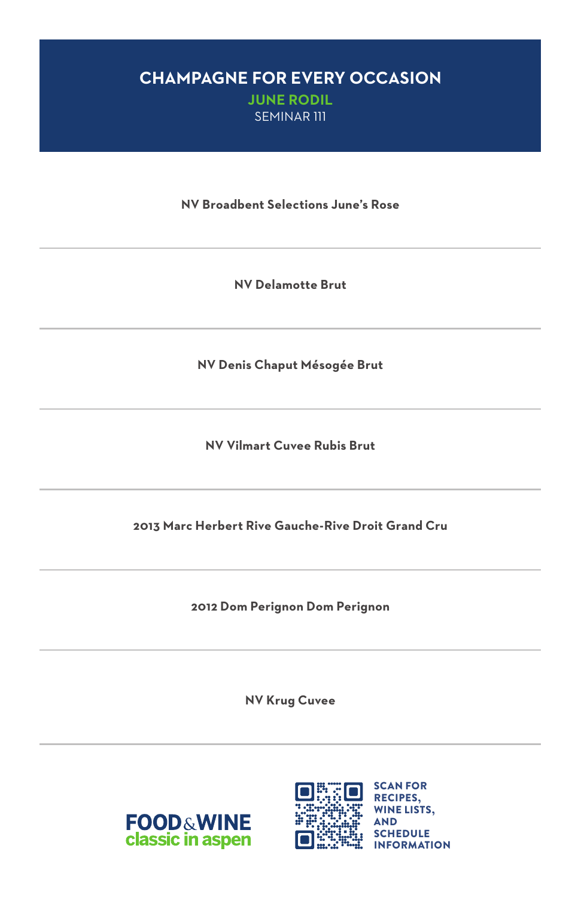# CHAMPAGNE FOR EVERY OCCASION

## JUNE RODIL

SEMINAR 111

**NV Broadbent Selections June's Rose**

---

**NV Delamotte Brut**

---

**NV Denis Chaput Mésogée Brut**

---

**NV Vilmart Cuvee Rubis Brut**

---

**2013 Marc Herbert Rive Gauche-Rive Droit Grand Cru**

---

**2012 Dom Perignon Dom Perignon**

---

**NV Krug Cuvee**

---

FOOD & WINE classic in aspen

SCAN FOR RECIPES, WINE LISTS, AND SCHEDULE INFORMATION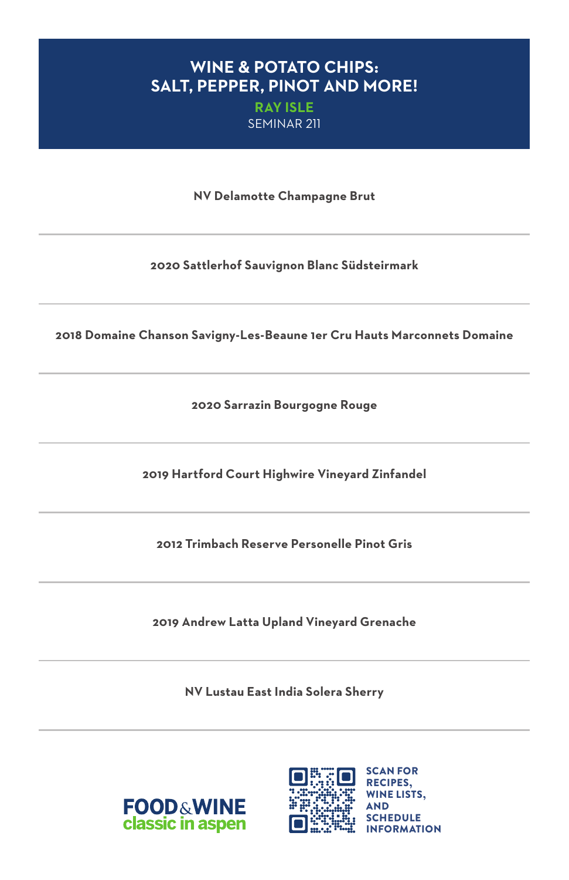# WINE & POTATO CHIPS: SALT, PEPPER, PINOT AND MORE!

**RAY ISLE**

SEMINAR 211

---

**NV Delamotte Champagne Brut**

---

**2020 Sattlerhof Sauvignon Blanc Südsteirmark**

---

**2018 Domaine Chanson Savigny-Les-Beaune 1er Cru Hauts Marconnets Domaine**

---

**2020 Sarrazin Bourgogne Rouge**

---

**2019 Hartford Court Highwire Vineyard Zinfandel**

---

**2012 Trimbach Reserve Personelle Pinot Gris**

---

**2019 Andrew Latta Upland Vineyard Grenache**

---

**NV Lustau East India Solera Sherry**

---

FOOD & WINE classic in aspen

SCAN FOR RECIPES, WINE LISTS, AND SCHEDULE INFORMATION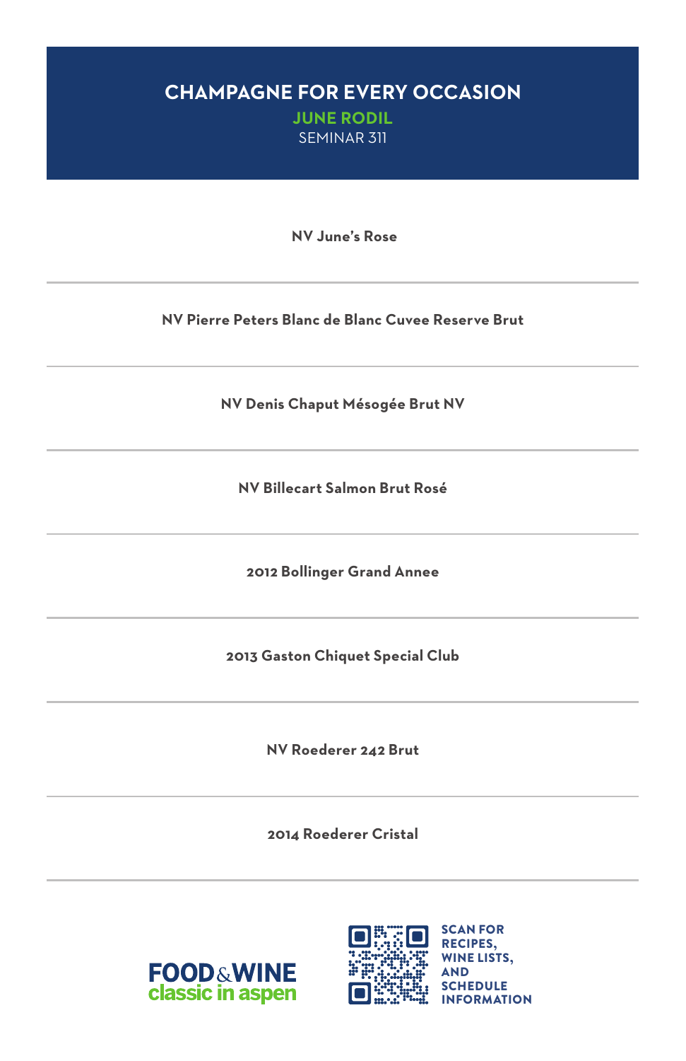# CHAMPAGNE FOR EVERY OCCASION

**JUNE RODIL**

SEMINAR 311

---

**NV June's Rose**

---

**NV Pierre Peters Blanc de Blanc Cuvee Reserve Brut**

---

**NV Denis Chaput Mésogée Brut NV**

---

**NV Billecart Salmon Brut Rosé**

---

**2012 Bollinger Grand Annee**

---

**2013 Gaston Chiquet Special Club**

---

**NV Roederer 242 Brut**

---

**2014 Roederer Cristal**

---

FOOD & WINE classic in aspen

SCAN FOR RECIPES, WINE LISTS, AND SCHEDULE INFORMATION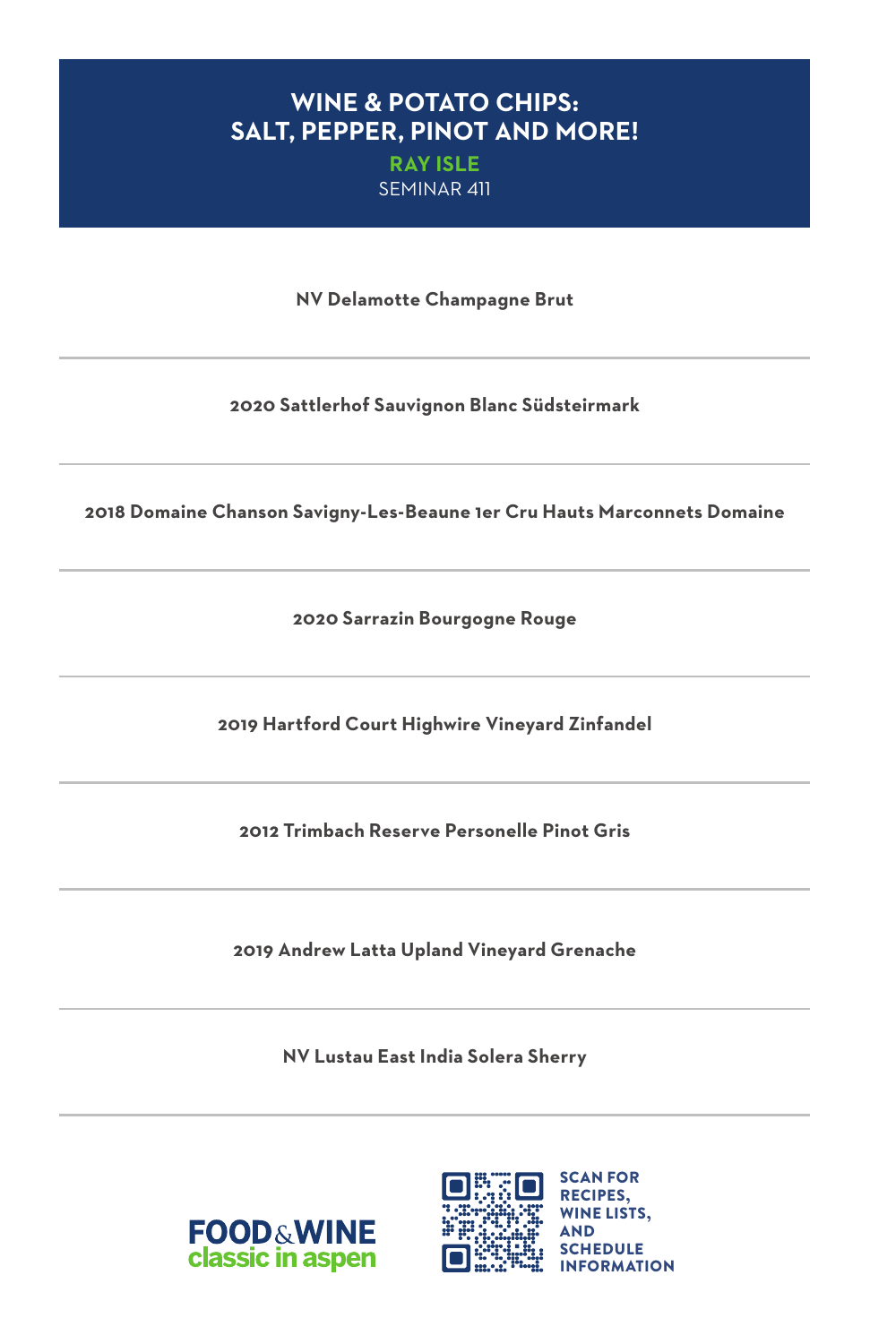# WINE & POTATO CHIPS: SALT, PEPPER, PINOT AND MORE!

**RAY ISLE**

SEMINAR 411

---

**NV Delamotte Champagne Brut**

---

**2020 Sattlerhof Sauvignon Blanc Südsteirmark**

---

**2018 Domaine Chanson Savigny-Les-Beaune 1er Cru Hauts Marconnets Domaine**

---

**2020 Sarrazin Bourgogne Rouge**

---

**2019 Hartford Court Highwire Vineyard Zinfandel**

---

**2012 Trimbach Reserve Personelle Pinot Gris**

---

**2019 Andrew Latta Upland Vineyard Grenache**

---

**NV Lustau East India Solera Sherry**

---

FOOD & WINE classic in aspen

SCAN FOR RECIPES, WINE LISTS, AND SCHEDULE INFORMATION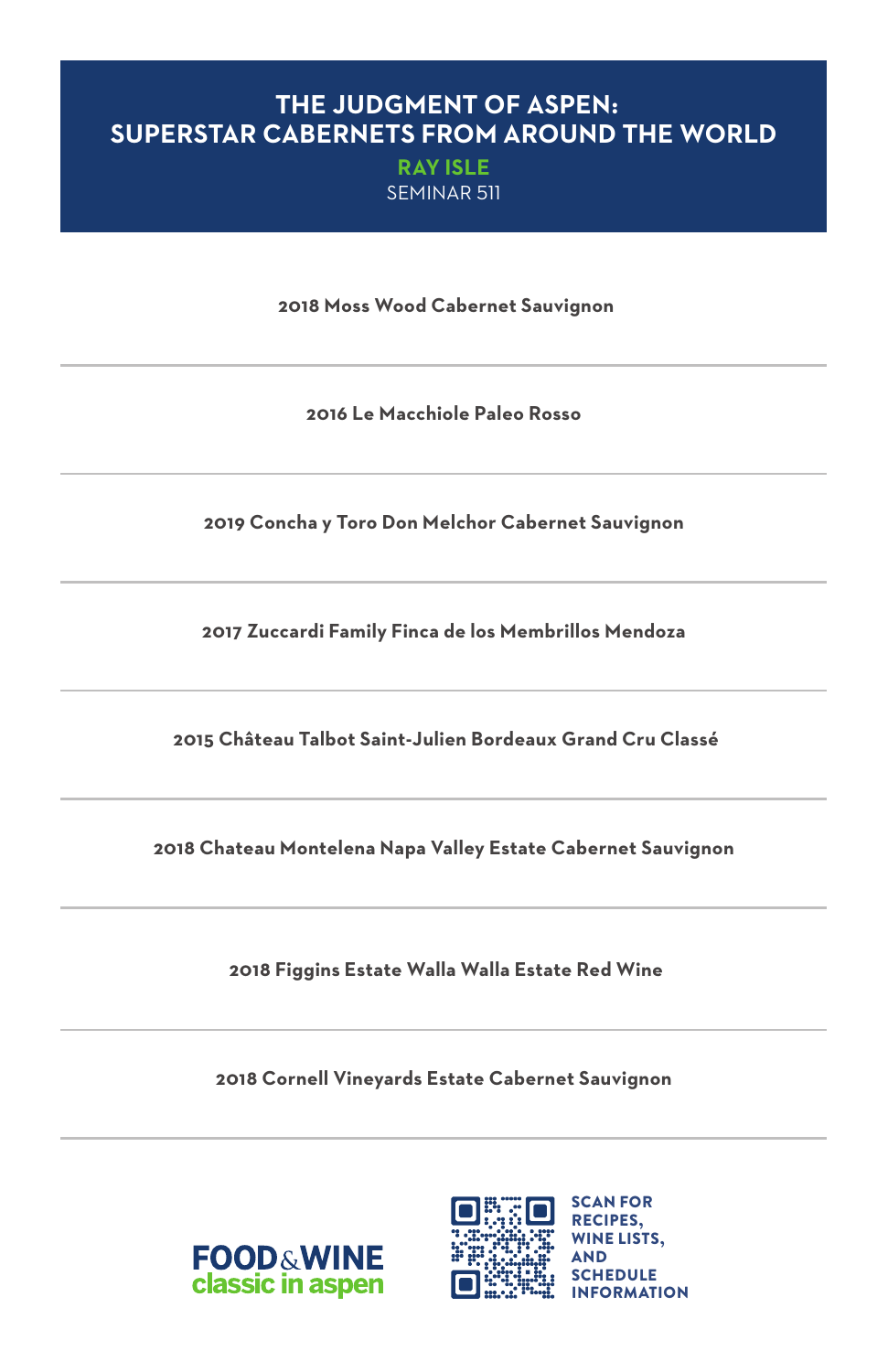# THE JUDGMENT OF ASPEN: SUPERSTAR CABERNETS FROM AROUND THE WORLD

**RAY ISLE**

SEMINAR 511

**2018 Moss Wood Cabernet Sauvignon**

---

**2016 Le Macchiole Paleo Rosso**

---

**2019 Concha y Toro Don Melchor Cabernet Sauvignon**

---

**2017 Zuccardi Family Finca de los Membrillos Mendoza**

---

**2015 Château Talbot Saint-Julien Bordeaux Grand Cru Classé**

---

**2018 Chateau Montelena Napa Valley Estate Cabernet Sauvignon**

---

**2018 Figgins Estate Walla Walla Estate Red Wine**

---

**2018 Cornell Vineyards Estate Cabernet Sauvignon**

---

FOOD & WINE classic in aspen

SCAN FOR RECIPES, WINE LISTS, AND SCHEDULE INFORMATION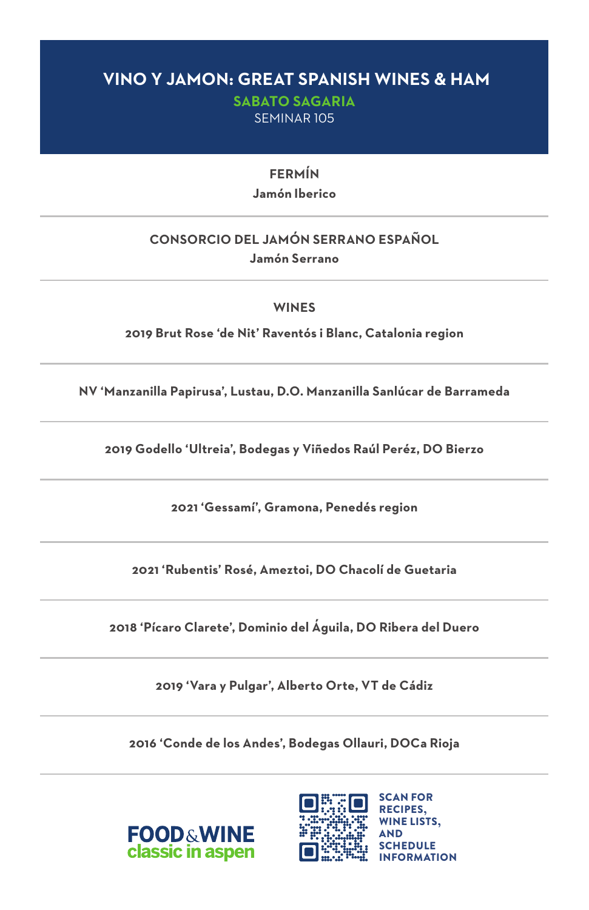# VINO Y JAMON: GREAT SPANISH WINES & HAM

**SABATO SAGARIA**

SEMINAR 105

**FERMÍN**

**Jamón Iberico**

---

**CONSORCIO DEL JAMÓN SERRANO ESPAÑOL**

**Jamón Serrano**

---

## WINES

**2019 Brut Rose 'de Nit' Raventós i Blanc, Catalonia region**

---

**NV 'Manzanilla Papirusa', Lustau, D.O. Manzanilla Sanlúcar de Barrameda**

---

**2019 Godello 'Ultreia', Bodegas y Viñedos Raúl Peréz, DO Bierzo**

---

**2021 'Gessamí', Gramona, Penedés region**

---

**2021 'Rubentis' Rosé, Ameztoi, DO Chacolí de Guetaria**

---

**2018 'Pícaro Clarete', Dominio del Águila, DO Ribera del Duero**

---

**2019 'Vara y Pulgar', Alberto Orte, VT de Cádiz**

---

**2016 'Conde de los Andes', Bodegas Ollauri, DOCa Rioja**

---

FOOD & WINE classic in aspen

SCAN FOR RECIPES, WINE LISTS, AND SCHEDULE INFORMATION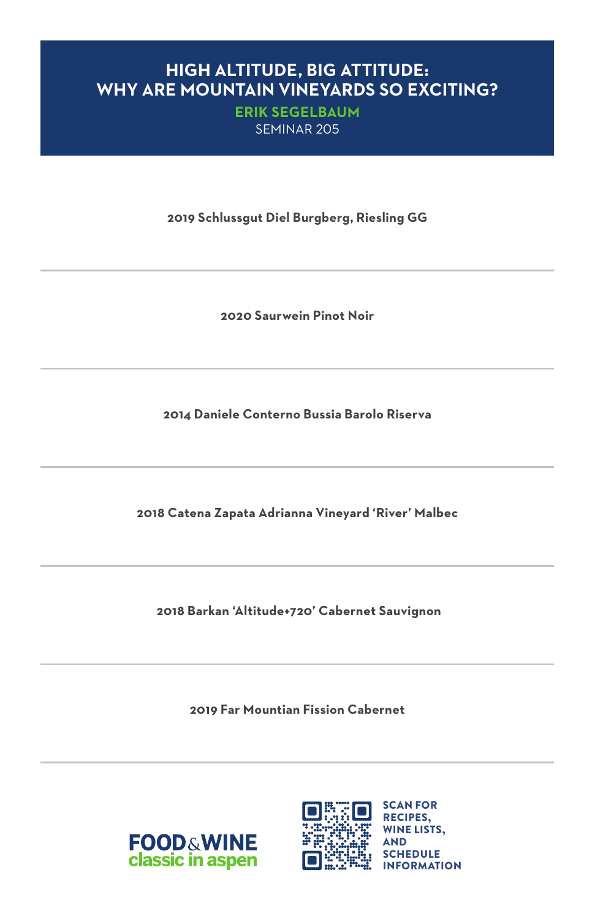# HIGH ALTITUDE, BIG ATTITUDE: WHY ARE MOUNTAIN VINEYARDS SO EXCITING?

**ERIK SEGELBAUM**

SEMINAR 205

**2019 Schlussgut Diel Burgberg, Riesling GG**

---

**2020 Saurwein Pinot Noir**

---

**2014 Daniele Conterno Bussia Barolo Riserva**

---

**2018 Catena Zapata Adrianna Vineyard 'River' Malbec**

---

**2018 Barkan 'Altitude+720' Cabernet Sauvignon**

---

**2019 Far Mountian Fission Cabernet**

---

FOOD & WINE classic in aspen

SCAN FOR RECIPES, WINE LISTS, AND SCHEDULE INFORMATION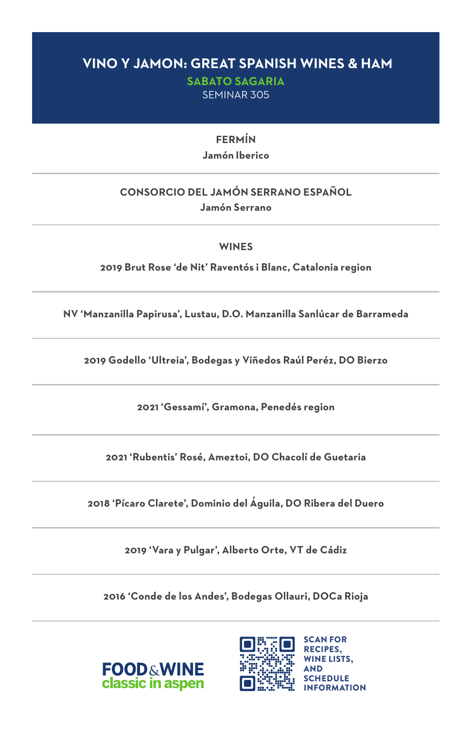# VINO Y JAMON: GREAT SPANISH WINES & HAM

**SABATO SAGARIA**

SEMINAR 305

### FERMÍN

**Jamón Iberico**

---

### CONSORCIO DEL JAMÓN SERRANO ESPAÑOL

**Jamón Serrano**

---

### WINES

**2019 Brut Rose 'de Nit' Raventós i Blanc, Catalonia region**

---

**NV 'Manzanilla Papirusa', Lustau, D.O. Manzanilla Sanlúcar de Barrameda**

---

**2019 Godello 'Ultreia', Bodegas y Viñedos Raúl Peréz, DO Bierzo**

---

**2021 'Gessamí', Gramona, Penedés region**

---

**2021 'Rubentis' Rosé, Ameztoi, DO Chacolí de Guetaria**

---

**2018 'Pícaro Clarete', Dominio del Águila, DO Ribera del Duero**

---

**2019 'Vara y Pulgar', Alberto Orte, VT de Cádiz**

---

**2016 'Conde de los Andes', Bodegas Ollauri, DOCa Rioja**

---

FOOD & WINE classic in aspen

SCAN FOR RECIPES, WINE LISTS, AND SCHEDULE INFORMATION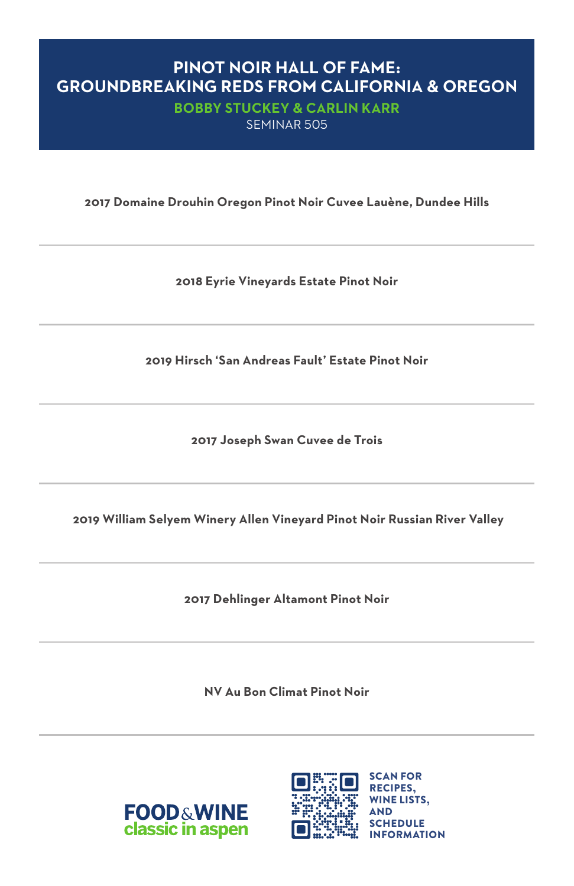# PINOT NOIR HALL OF FAME: GROUNDBREAKING REDS FROM CALIFORNIA & OREGON

**BOBBY STUCKEY & CARLIN KARR**

SEMINAR 505

---

**2017 Domaine Drouhin Oregon Pinot Noir Cuvee Lauène, Dundee Hills**

---

**2018 Eyrie Vineyards Estate Pinot Noir**

---

**2019 Hirsch 'San Andreas Fault' Estate Pinot Noir**

---

**2017 Joseph Swan Cuvee de Trois**

---

**2019 William Selyem Winery Allen Vineyard Pinot Noir Russian River Valley**

---

**2017 Dehlinger Altamont Pinot Noir**

---

**NV Au Bon Climat Pinot Noir**

---

FOOD & WINE classic in aspen

SCAN FOR RECIPES, WINE LISTS, AND SCHEDULE INFORMATION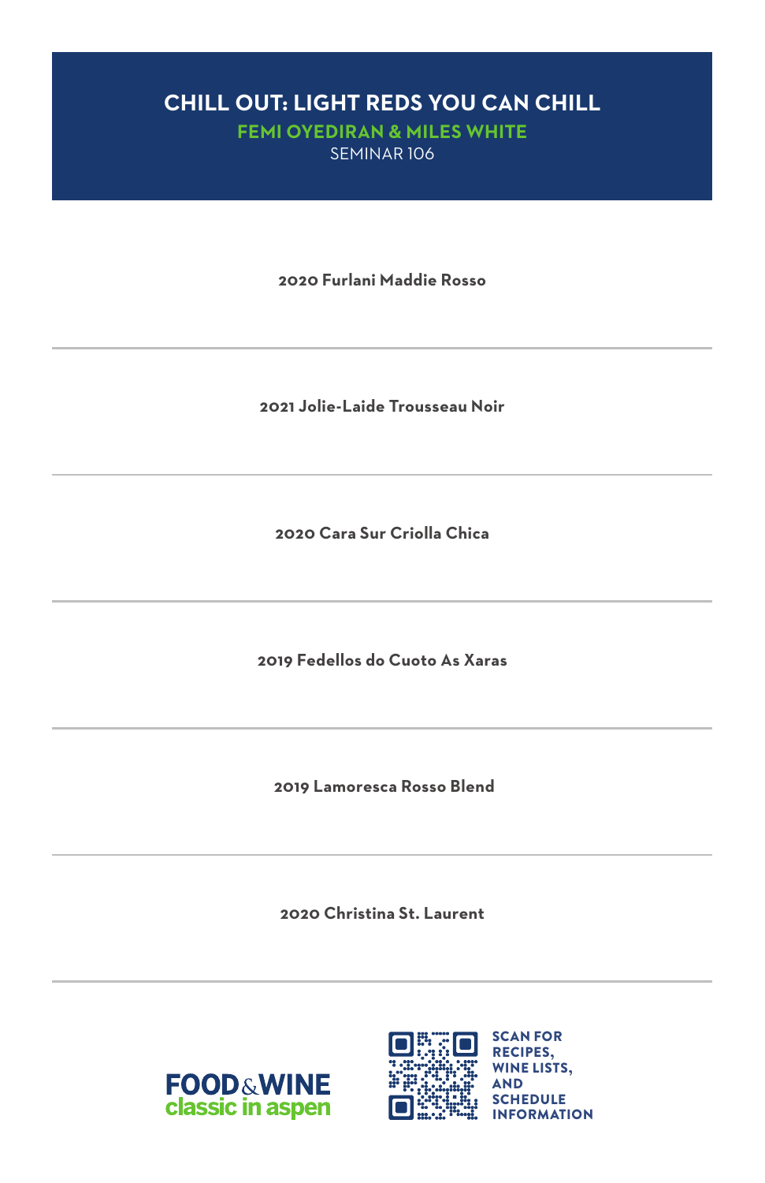# CHILL OUT: LIGHT REDS YOU CAN CHILL

**FEMI OYEDIRAN & MILES WHITE**

SEMINAR 106

**2020 Furlani Maddie Rosso**

---

**2021 Jolie-Laide Trousseau Noir**

---

**2020 Cara Sur Criolla Chica**

---

**2019 Fedellos do Cuoto As Xaras**

---

**2019 Lamoresca Rosso Blend**

---

**2020 Christina St. Laurent**

---

FOOD&WINE classic in aspen

SCAN FOR RECIPES, WINE LISTS, AND SCHEDULE INFORMATION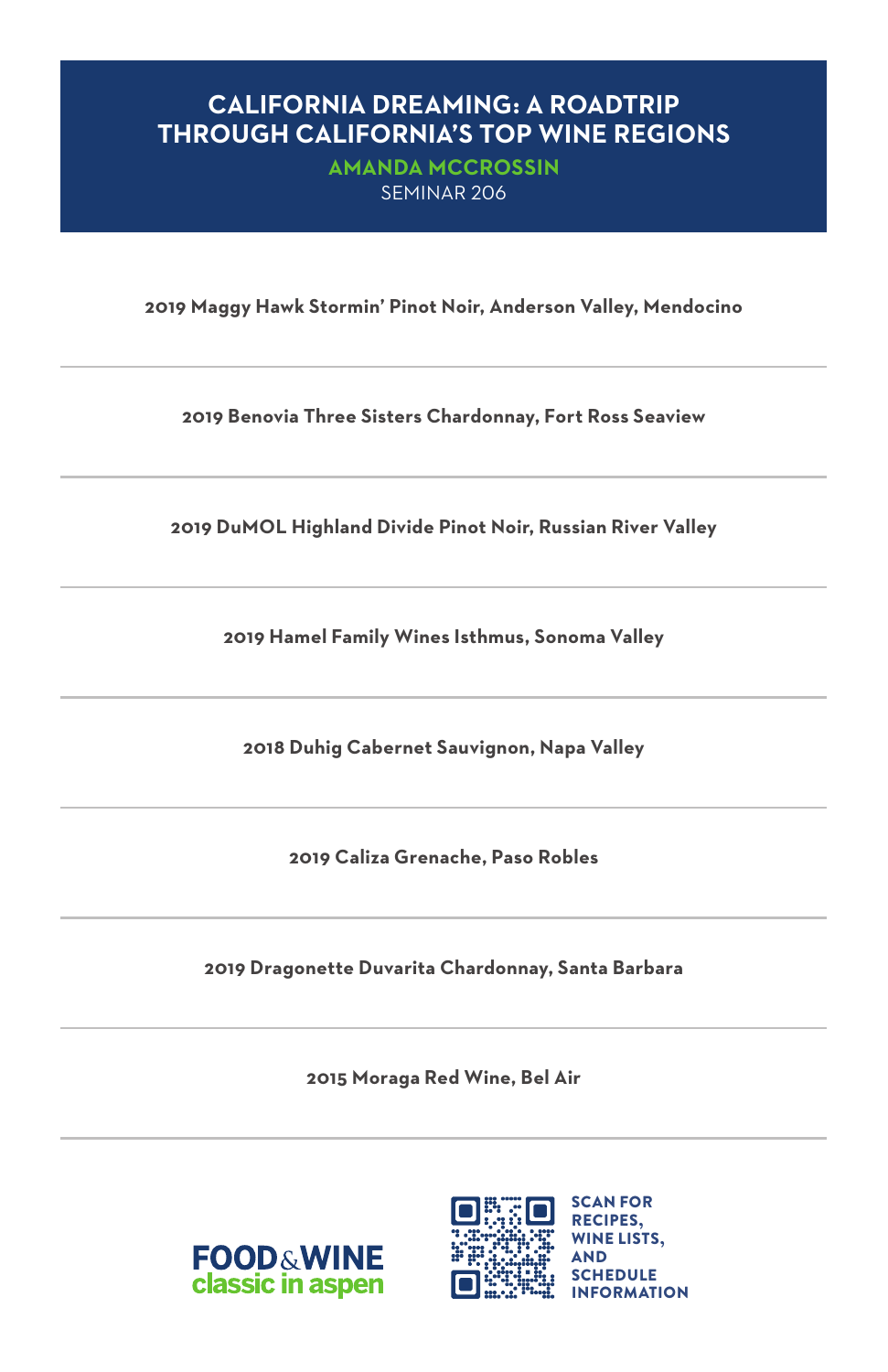# CALIFORNIA DREAMING: A ROADTRIP THROUGH CALIFORNIA'S TOP WINE REGIONS

**AMANDA MCCROSSIN**

SEMINAR 206

---

**2019 Maggy Hawk Stormin' Pinot Noir, Anderson Valley, Mendocino**

---

**2019 Benovia Three Sisters Chardonnay, Fort Ross Seaview**

---

**2019 DuMOL Highland Divide Pinot Noir, Russian River Valley**

---

**2019 Hamel Family Wines Isthmus, Sonoma Valley**

---

**2018 Duhig Cabernet Sauvignon, Napa Valley**

---

**2019 Caliza Grenache, Paso Robles**

---

**2019 Dragonette Duvarita Chardonnay, Santa Barbara**

---

**2015 Moraga Red Wine, Bel Air**

---

FOOD & WINE classic in aspen

SCAN FOR RECIPES, WINE LISTS, AND SCHEDULE INFORMATION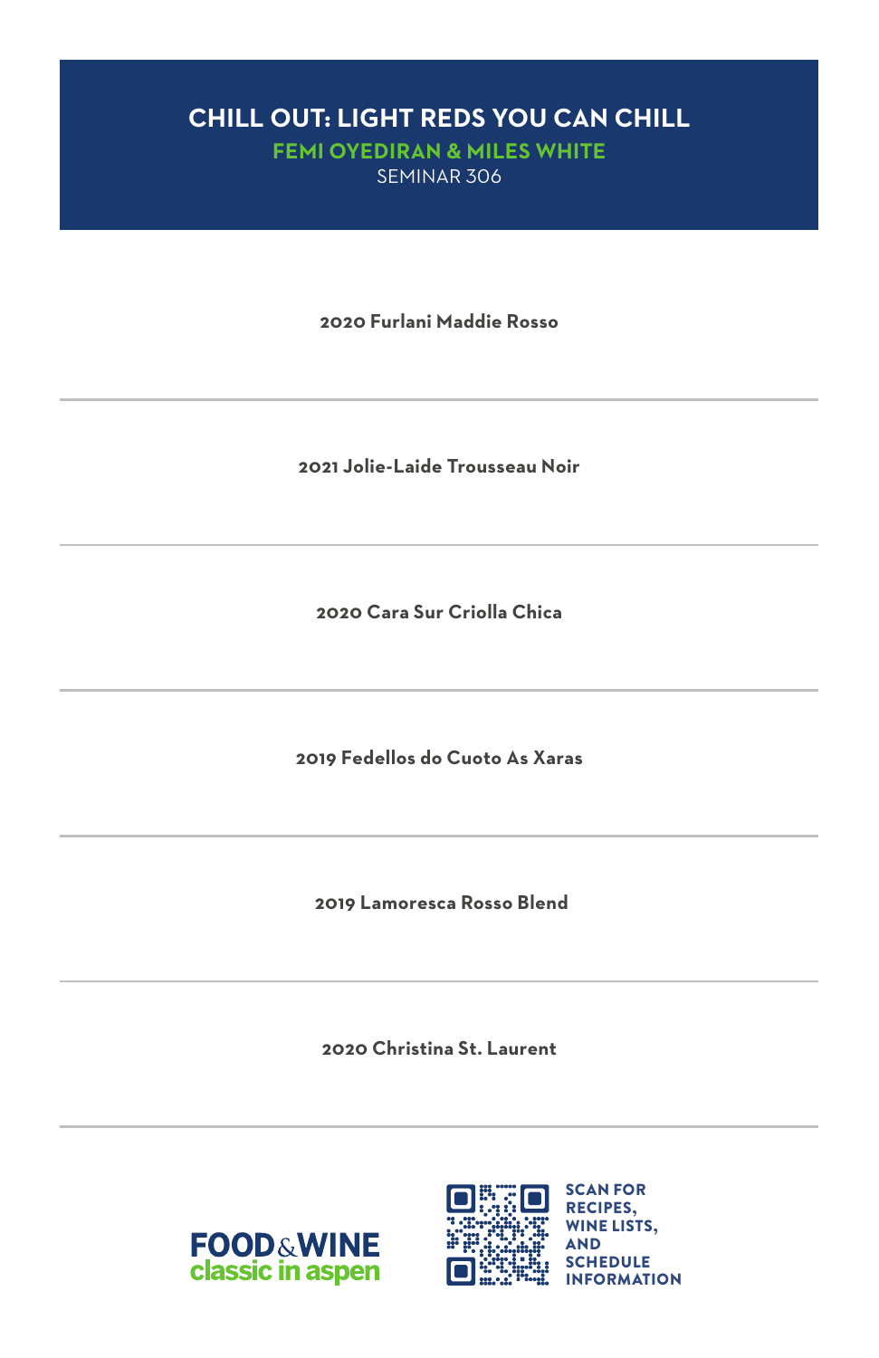# CHILL OUT: LIGHT REDS YOU CAN CHILL

**FEMI OYEDIRAN & MILES WHITE**

SEMINAR 306

**2020 Furlani Maddie Rosso**

---

**2021 Jolie-Laide Trousseau Noir**

---

**2020 Cara Sur Criolla Chica**

---

**2019 Fedellos do Cuoto As Xaras**

---

**2019 Lamoresca Rosso Blend**

---

**2020 Christina St. Laurent**

---

FOOD & WINE classic in aspen

SCAN FOR RECIPES, WINE LISTS, AND SCHEDULE INFORMATION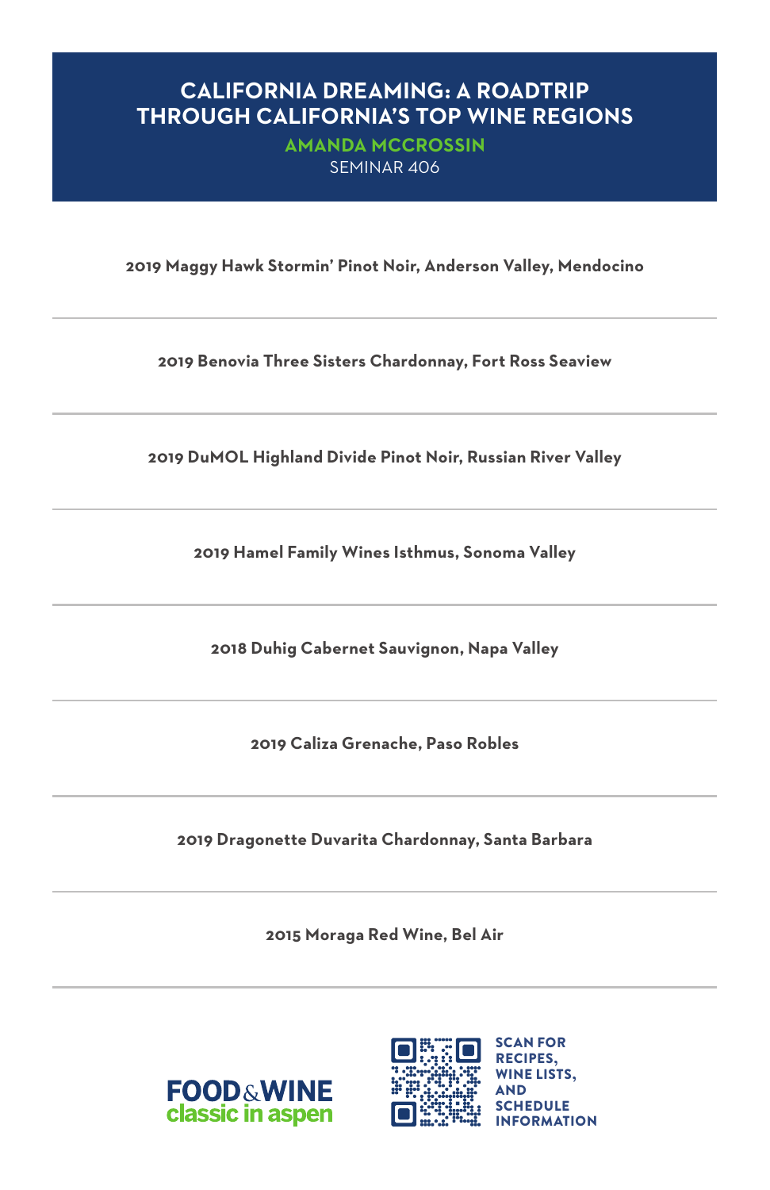# CALIFORNIA DREAMING: A ROADTRIP THROUGH CALIFORNIA'S TOP WINE REGIONS

**AMANDA MCCROSSIN**

SEMINAR 406

---

**2019 Maggy Hawk Stormin' Pinot Noir, Anderson Valley, Mendocino**

---

**2019 Benovia Three Sisters Chardonnay, Fort Ross Seaview**

---

**2019 DuMOL Highland Divide Pinot Noir, Russian River Valley**

---

**2019 Hamel Family Wines Isthmus, Sonoma Valley**

---

**2018 Duhig Cabernet Sauvignon, Napa Valley**

---

**2019 Caliza Grenache, Paso Robles**

---

**2019 Dragonette Duvarita Chardonnay, Santa Barbara**

---

**2015 Moraga Red Wine, Bel Air**

---

FOOD & WINE classic in aspen

SCAN FOR RECIPES, WINE LISTS, AND SCHEDULE INFORMATION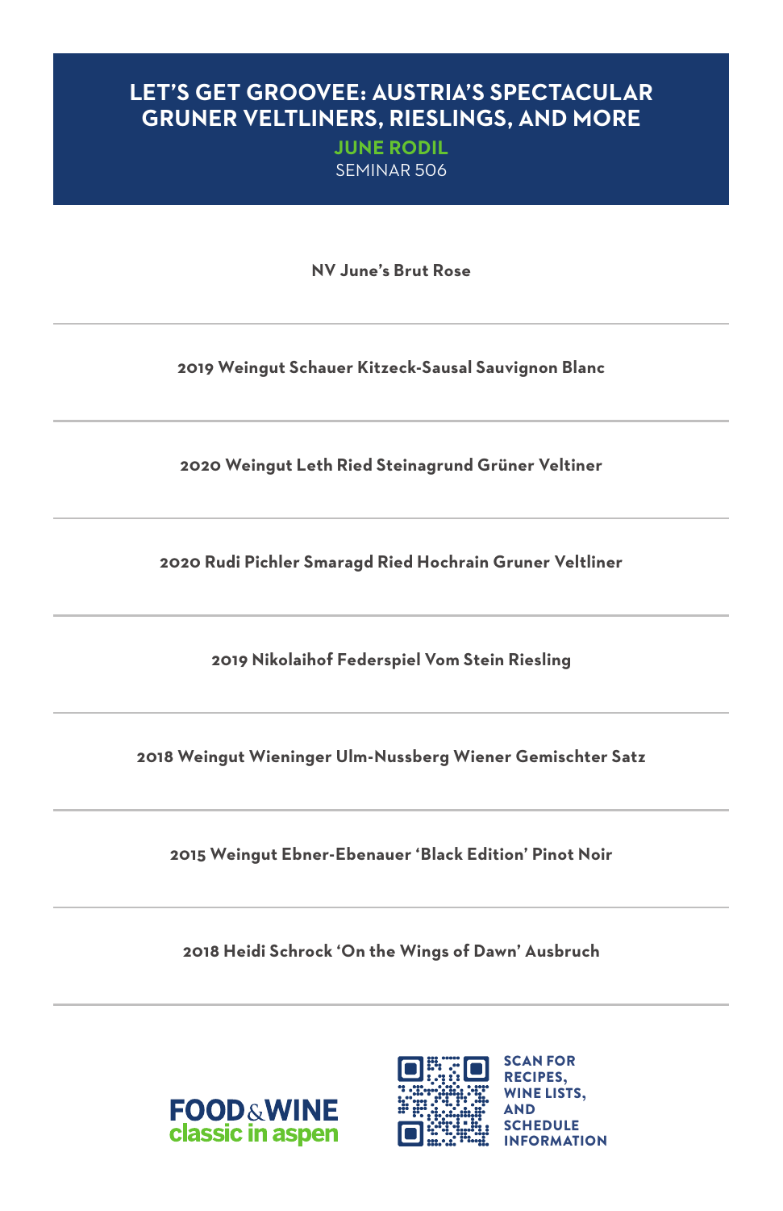# LET'S GET GROOVEE: AUSTRIA'S SPECTACULAR GRUNER VELTLINERS, RIESLINGS, AND MORE

**JUNE RODIL**

SEMINAR 506

**NV June's Brut Rose**

---

**2019 Weingut Schauer Kitzeck-Sausal Sauvignon Blanc**

---

**2020 Weingut Leth Ried Steinagrund Grüner Veltiner**

---

**2020 Rudi Pichler Smaragd Ried Hochrain Gruner Veltliner**

---

**2019 Nikolaihof Federspiel Vom Stein Riesling**

---

**2018 Weingut Wieninger Ulm-Nussberg Wiener Gemischter Satz**

---

**2015 Weingut Ebner-Ebenauer 'Black Edition' Pinot Noir**

---

**2018 Heidi Schrock 'On the Wings of Dawn' Ausbruch**

---

FOOD & WINE classic in aspen

SCAN FOR RECIPES, WINE LISTS, AND SCHEDULE INFORMATION